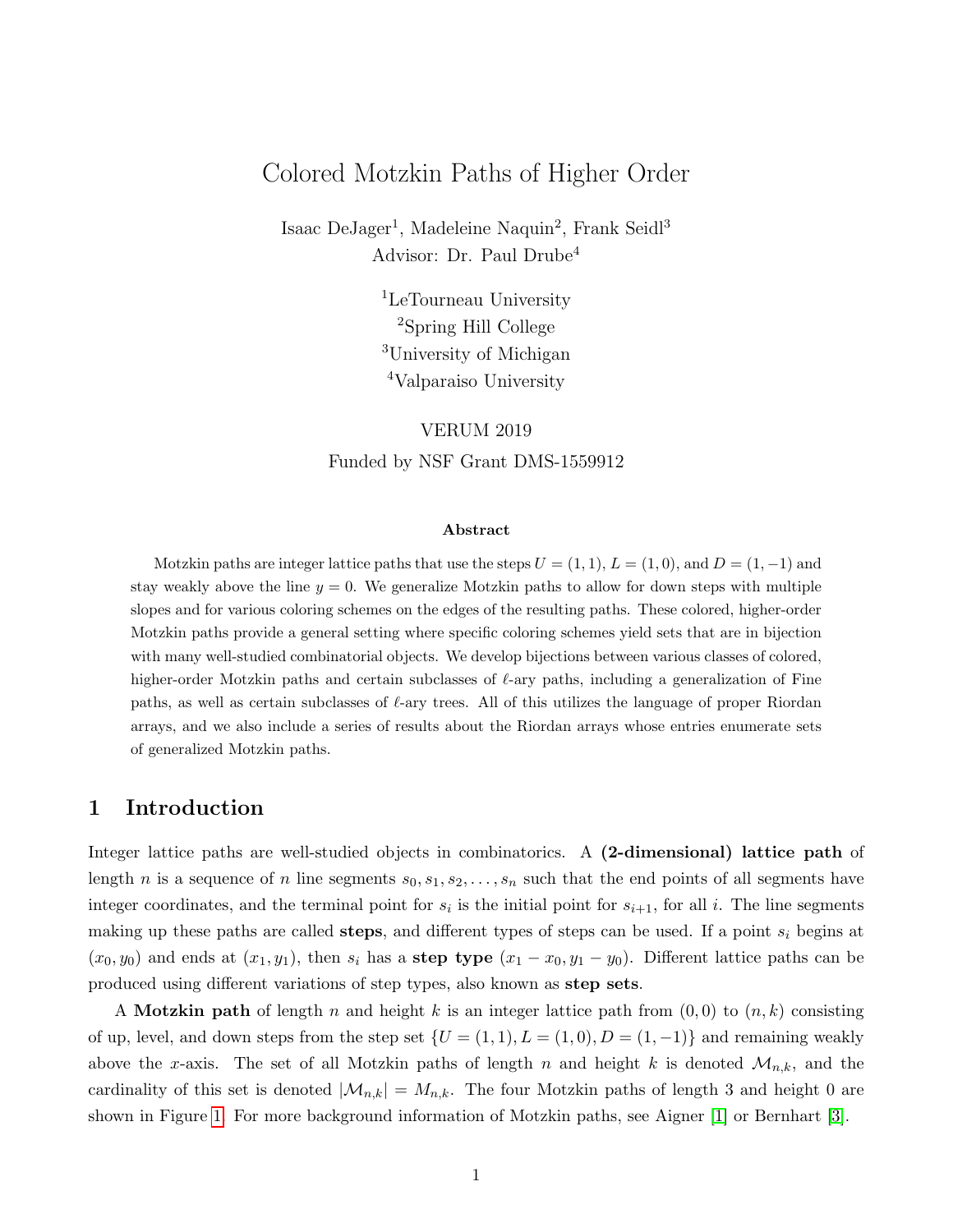# Colored Motzkin Paths of Higher Order

Isaac DeJager[1], Madeleine Naquin[2], Frank Seidl[3]
Advisor: Dr. Paul Drube[4]

[1]LeTourneau University
[2]Spring Hill College
[3]University of Michigan
[4]Valparaiso University

VERUM 2019

Funded by NSF Grant DMS-1559912

### Abstract

Motzkin paths are integer lattice paths that use the steps $U = (1, 1)$, $L = (1, 0)$, and $D = (1, -1)$ and stay weakly above the line $y = 0$. We generalize Motzkin paths to allow for down steps with multiple slopes and for various coloring schemes on the edges of the resulting paths. These colored, higher-order Motzkin paths provide a general setting where specific coloring schemes yield sets that are in bijection with many well-studied combinatorial objects. We develop bijections between various classes of colored, higher-order Motzkin paths and certain subclasses of $\ell$-ary paths, including a generalization of Fine paths, as well as certain subclasses of $\ell$-ary trees. All of this utilizes the language of proper Riordan arrays, and we also include a series of results about the Riordan arrays whose entries enumerate sets of generalized Motzkin paths.

## 1 Introduction

Integer lattice paths are well-studied objects in combinatorics. A **(2-dimensional) lattice path** of length $n$ is a sequence of $n$ line segments $s_0, s_1, s_2, \ldots, s_n$ such that the end points of all segments have integer coordinates, and the terminal point for $s_i$ is the initial point for $s_{i+1}$, for all $i$. The line segments making up these paths are called **steps**, and different types of steps can be used. If a point $s_i$ begins at $(x_0, y_0)$ and ends at $(x_1, y_1)$, then $s_i$ has a **step type** $(x_1 - x_0, y_1 - y_0)$. Different lattice paths can be produced using different variations of step types, also known as **step sets**.

A **Motzkin path** of length $n$ and height $k$ is an integer lattice path from $(0, 0)$ to $(n, k)$ consisting of up, level, and down steps from the step set $\{U = (1, 1), L = (1, 0), D = (1, -1)\}$ and remaining weakly above the $x$-axis. The set of all Motzkin paths of length $n$ and height $k$ is denoted $\mathcal{M}_{n,k}$, and the cardinality of this set is denoted $|\mathcal{M}_{n,k}| = M_{n,k}$. The four Motzkin paths of length 3 and height 0 are shown in Figure 1. For more background information of Motzkin paths, see Aigner [1] or Bernhart [3].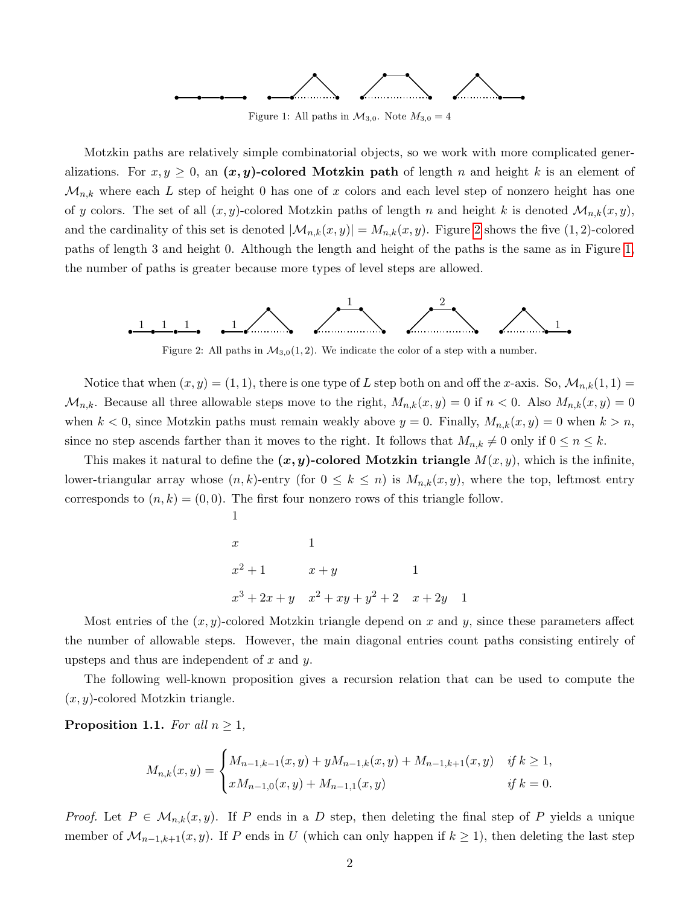Figure 1: All paths in $\mathcal{M}_{3,0}$. Note $M_{3,0} = 4$

Motzkin paths are relatively simple combinatorial objects, so we work with more complicated generalizations. For $x, y \geq 0$, an **$(x, y)$-colored Motzkin path** of length $n$ and height $k$ is an element of $\mathcal{M}_{n,k}$ where each $L$ step of height 0 has one of $x$ colors and each level step of nonzero height has one of $y$ colors. The set of all $(x, y)$-colored Motzkin paths of length $n$ and height $k$ is denoted $\mathcal{M}_{n,k}(x, y)$, and the cardinality of this set is denoted $|\mathcal{M}_{n,k}(x, y)| = M_{n,k}(x, y)$. Figure 2 shows the five $(1, 2)$-colored paths of length 3 and height 0. Although the length and height of the paths is the same as in Figure 1, the number of paths is greater because more types of level steps are allowed.

Figure 2: All paths in $\mathcal{M}_{3,0}(1, 2)$. We indicate the color of a step with a number.

Notice that when $(x, y) = (1, 1)$, there is one type of $L$ step both on and off the $x$-axis. So, $\mathcal{M}_{n,k}(1, 1) = \mathcal{M}_{n,k}$. Because all three allowable steps move to the right, $M_{n,k}(x, y) = 0$ if $n < 0$. Also $M_{n,k}(x, y) = 0$ when $k < 0$, since Motzkin paths must remain weakly above $y = 0$. Finally, $M_{n,k}(x, y) = 0$ when $k > n$, since no step ascends farther than it moves to the right. It follows that $M_{n,k} \neq 0$ only if $0 \leq n \leq k$.

This makes it natural to define the **$(x, y)$-colored Motzkin triangle** $M(x, y)$, which is the infinite, lower-triangular array whose $(n, k)$-entry (for $0 \leq k \leq n$) is $M_{n,k}(x, y)$, where the top, leftmost entry corresponds to $(n, k) = (0, 0)$. The first four nonzero rows of this triangle follow.

$$
\begin{array}{llll}
1 & & & \\
x & 1 & & \\
x^2 + 1 & x + y & 1 & \\
x^3 + 2x + y & x^2 + xy + y^2 + 2 & x + 2y & 1
\end{array}
$$

Most entries of the $(x, y)$-colored Motzkin triangle depend on $x$ and $y$, since these parameters affect the number of allowable steps. However, the main diagonal entries count paths consisting entirely of upsteps and thus are independent of $x$ and $y$.

The following well-known proposition gives a recursion relation that can be used to compute the $(x, y)$-colored Motzkin triangle.

**Proposition 1.1.** *For all $n \geq 1$,*

$$
M_{n,k}(x, y) = \begin{cases} M_{n-1,k-1}(x, y) + yM_{n-1,k}(x, y) + M_{n-1,k+1}(x, y) & \text{if } k \geq 1, \\ xM_{n-1,0}(x, y) + M_{n-1,1}(x, y) & \text{if } k = 0. \end{cases}
$$

*Proof.* Let $P \in \mathcal{M}_{n,k}(x, y)$. If $P$ ends in a $D$ step, then deleting the final step of $P$ yields a unique member of $\mathcal{M}_{n-1,k+1}(x, y)$. If $P$ ends in $U$ (which can only happen if $k \geq 1$), then deleting the last step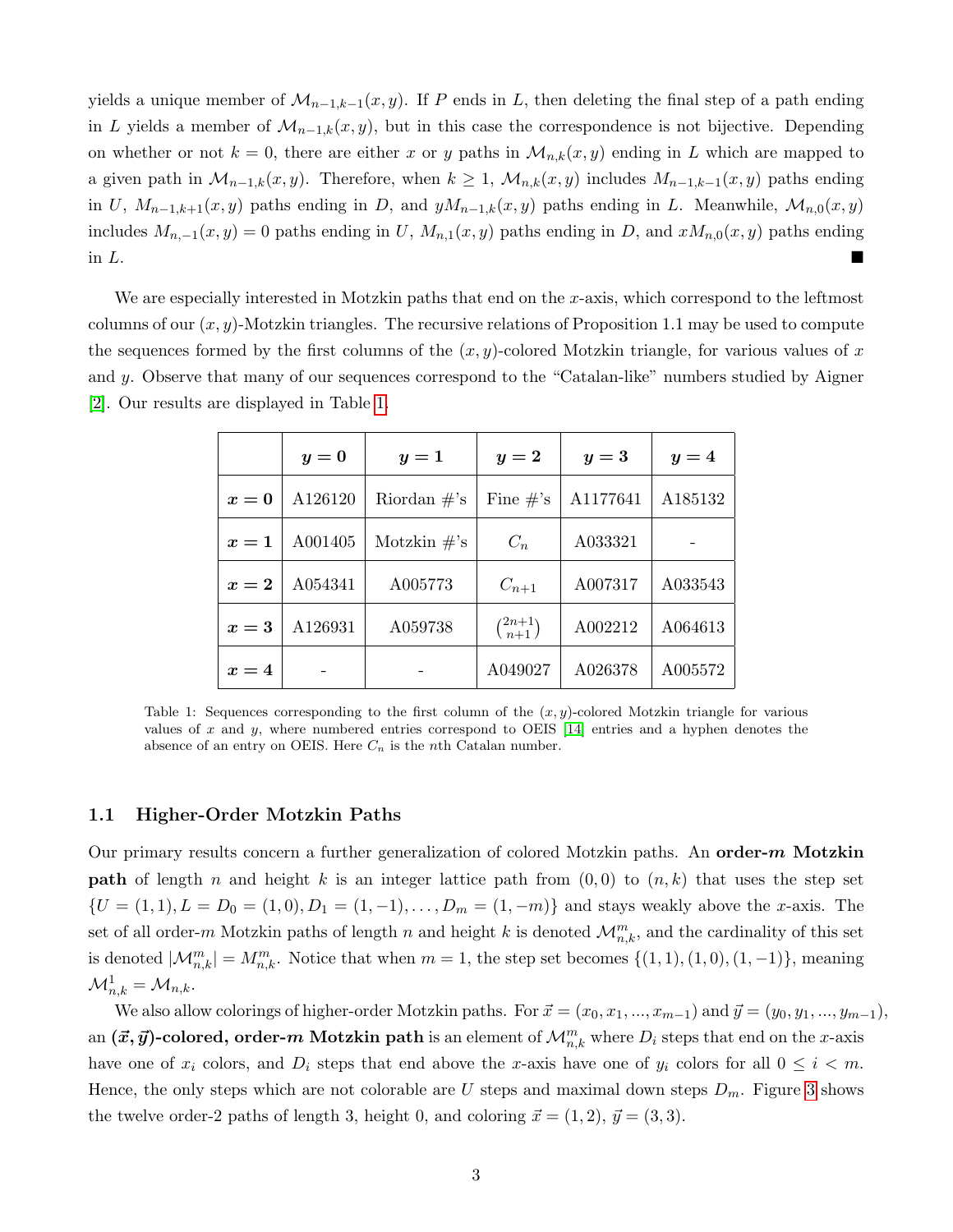yields a unique member of $\mathcal{M}_{n-1,k-1}(x,y)$. If $P$ ends in $L$, then deleting the final step of a path ending in $L$ yields a member of $\mathcal{M}_{n-1,k}(x,y)$, but in this case the correspondence is not bijective. Depending on whether or not $k=0$, there are either $x$ or $y$ paths in $\mathcal{M}_{n,k}(x,y)$ ending in $L$ which are mapped to a given path in $\mathcal{M}_{n-1,k}(x,y)$. Therefore, when $k \geq 1$, $\mathcal{M}_{n,k}(x,y)$ includes $M_{n-1,k-1}(x,y)$ paths ending in $U$, $M_{n-1,k+1}(x,y)$ paths ending in $D$, and $yM_{n-1,k}(x,y)$ paths ending in $L$. Meanwhile, $\mathcal{M}_{n,0}(x,y)$ includes $M_{n,-1}(x,y) = 0$ paths ending in $U$, $M_{n,1}(x,y)$ paths ending in $D$, and $xM_{n,0}(x,y)$ paths ending in $L$. ■

We are especially interested in Motzkin paths that end on the $x$-axis, which correspond to the leftmost columns of our $(x,y)$-Motzkin triangles. The recursive relations of Proposition 1.1 may be used to compute the sequences formed by the first columns of the $(x,y)$-colored Motzkin triangle, for various values of $x$ and $y$. Observe that many of our sequences correspond to the "Catalan-like" numbers studied by Aigner [2]. Our results are displayed in Table 1.

| | $y=0$ | $y=1$ | $y=2$ | $y=3$ | $y=4$ |
|---|---|---|---|---|---|
| $x=0$ | A126120 | Riordan #'s | Fine #'s | A1177641 | A185132 |
| $x=1$ | A001405 | Motzkin #'s | $C_n$ | A033321 | - |
| $x=2$ | A054341 | A005773 | $C_{n+1}$ | A007317 | A033543 |
| $x=3$ | A126931 | A059738 | $\binom{2n+1}{n+1}$ | A002212 | A064613 |
| $x=4$ | - | - | A049027 | A026378 | A005572 |

Table 1: Sequences corresponding to the first column of the $(x,y)$-colored Motzkin triangle for various values of $x$ and $y$, where numbered entries correspond to OEIS [14] entries and a hyphen denotes the absence of an entry on OEIS. Here $C_n$ is the $n$th Catalan number.

### 1.1 Higher-Order Motzkin Paths

Our primary results concern a further generalization of colored Motzkin paths. An **order-$m$ Motzkin path** of length $n$ and height $k$ is an integer lattice path from $(0,0)$ to $(n,k)$ that uses the step set $\{U=(1,1), L=D_0=(1,0), D_1=(1,-1), \ldots, D_m=(1,-m)\}$ and stays weakly above the $x$-axis. The set of all order-$m$ Motzkin paths of length $n$ and height $k$ is denoted $\mathcal{M}^m_{n,k}$, and the cardinality of this set is denoted $|\mathcal{M}^m_{n,k}| = M^m_{n,k}$. Notice that when $m=1$, the step set becomes $\{(1,1),(1,0),(1,-1)\}$, meaning $\mathcal{M}^1_{n,k} = \mathcal{M}_{n,k}$.

We also allow colorings of higher-order Motzkin paths. For $\vec{x} = (x_0, x_1, \ldots, x_{m-1})$ and $\vec{y} = (y_0, y_1, \ldots, y_{m-1})$, an **$(\vec{x},\vec{y})$-colored, order-$m$ Motzkin path** is an element of $\mathcal{M}^m_{n,k}$ where $D_i$ steps that end on the $x$-axis have one of $x_i$ colors, and $D_i$ steps that end above the $x$-axis have one of $y_i$ colors for all $0 \leq i < m$. Hence, the only steps which are not colorable are $U$ steps and maximal down steps $D_m$. Figure 3 shows the twelve order-2 paths of length 3, height 0, and coloring $\vec{x} = (1,2)$, $\vec{y} = (3,3)$.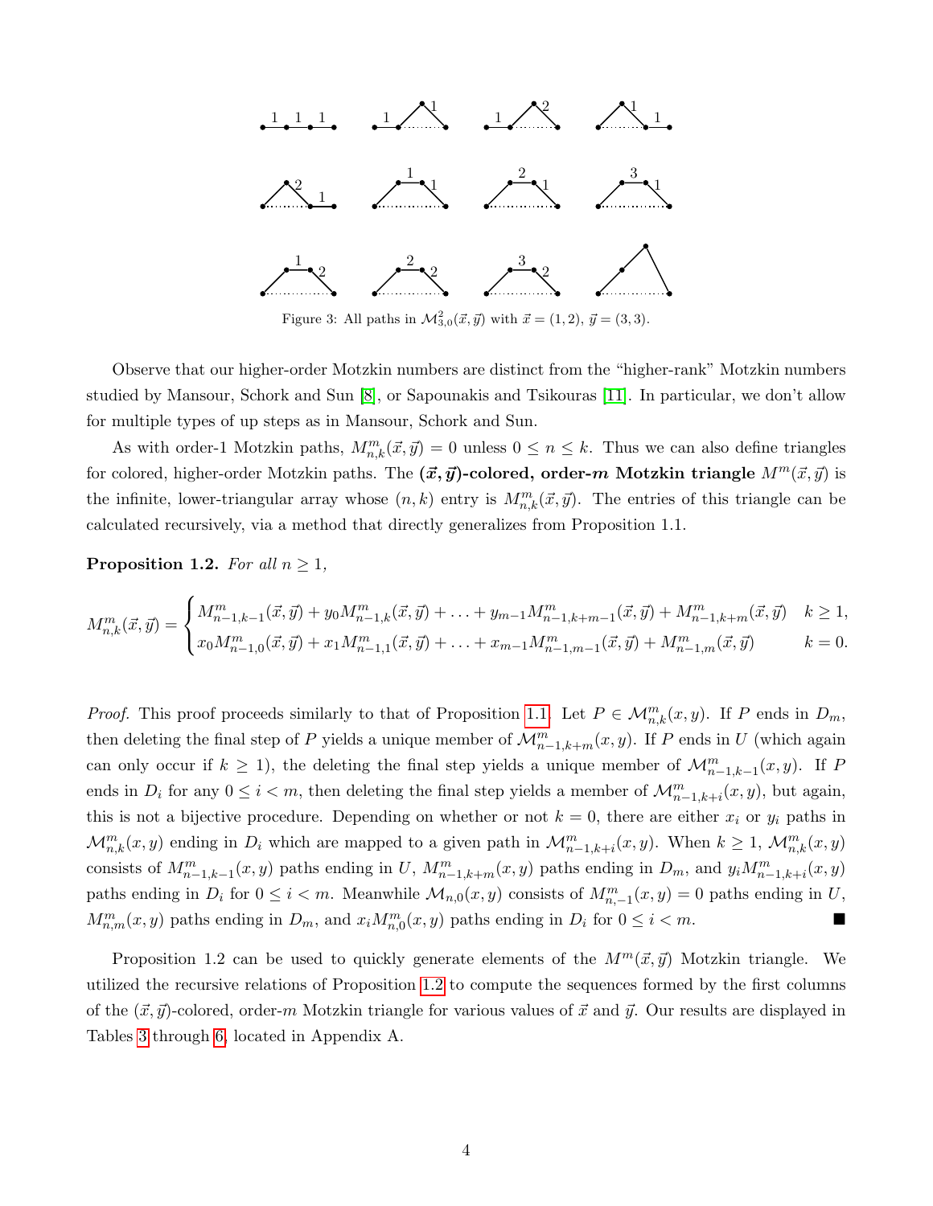Figure 3: All paths in $\mathcal{M}^2_{3,0}(\vec{x}, \vec{y})$ with $\vec{x} = (1, 2)$, $\vec{y} = (3, 3)$.

Observe that our higher-order Motzkin numbers are distinct from the "higher-rank" Motzkin numbers studied by Mansour, Schork and Sun [8], or Sapounakis and Tsikouras [11]. In particular, we don't allow for multiple types of up steps as in Mansour, Schork and Sun.

As with order-1 Motzkin paths, $M^m_{n,k}(\vec{x}, \vec{y}) = 0$ unless $0 \le n \le k$. Thus we can also define triangles for colored, higher-order Motzkin paths. The **$(\vec{x}, \vec{y})$-colored, order-$m$ Motzkin triangle** $M^m(\vec{x}, \vec{y})$ is the infinite, lower-triangular array whose $(n, k)$ entry is $M^m_{n,k}(\vec{x}, \vec{y})$. The entries of this triangle can be calculated recursively, via a method that directly generalizes from Proposition 1.1.

**Proposition 1.2.** *For all $n \ge 1$,*

$$M^m_{n,k}(\vec{x}, \vec{y}) = \begin{cases} M^m_{n-1,k-1}(\vec{x}, \vec{y}) + y_0 M^m_{n-1,k}(\vec{x}, \vec{y}) + \ldots + y_{m-1} M^m_{n-1,k+m-1}(\vec{x}, \vec{y}) + M^m_{n-1,k+m}(\vec{x}, \vec{y}) & k \ge 1, \\ x_0 M^m_{n-1,0}(\vec{x}, \vec{y}) + x_1 M^m_{n-1,1}(\vec{x}, \vec{y}) + \ldots + x_{m-1} M^m_{n-1,m-1}(\vec{x}, \vec{y}) + M^m_{n-1,m}(\vec{x}, \vec{y}) & k = 0. \end{cases}$$

*Proof.* This proof proceeds similarly to that of Proposition 1.1. Let $P \in \mathcal{M}^m_{n,k}(x, y)$. If $P$ ends in $D_m$, then deleting the final step of $P$ yields a unique member of $\mathcal{M}^m_{n-1,k+m}(x, y)$. If $P$ ends in $U$ (which again can only occur if $k \ge 1$), the deleting the final step yields a unique member of $\mathcal{M}^m_{n-1,k-1}(x, y)$. If $P$ ends in $D_i$ for any $0 \le i < m$, then deleting the final step yields a member of $\mathcal{M}^m_{n-1,k+i}(x, y)$, but again, this is not a bijective procedure. Depending on whether or not $k = 0$, there are either $x_i$ or $y_i$ paths in $\mathcal{M}^m_{n,k}(x, y)$ ending in $D_i$ which are mapped to a given path in $\mathcal{M}^m_{n-1,k+i}(x, y)$. When $k \ge 1$, $\mathcal{M}^m_{n,k}(x, y)$ consists of $M^m_{n-1,k-1}(x, y)$ paths ending in $U$, $M^m_{n-1,k+m}(x, y)$ paths ending in $D_m$, and $y_i M^m_{n-1,k+i}(x, y)$ paths ending in $D_i$ for $0 \le i < m$. Meanwhile $\mathcal{M}_{n,0}(x, y)$ consists of $M^m_{n,-1}(x, y) = 0$ paths ending in $U$, $M^m_{n,m}(x, y)$ paths ending in $D_m$, and $x_i M^m_{n,0}(x, y)$ paths ending in $D_i$ for $0 \le i < m$. ■

Proposition 1.2 can be used to quickly generate elements of the $M^m(\vec{x}, \vec{y})$ Motzkin triangle. We utilized the recursive relations of Proposition 1.2 to compute the sequences formed by the first columns of the $(\vec{x}, \vec{y})$-colored, order-$m$ Motzkin triangle for various values of $\vec{x}$ and $\vec{y}$. Our results are displayed in Tables 3 through 6, located in Appendix A.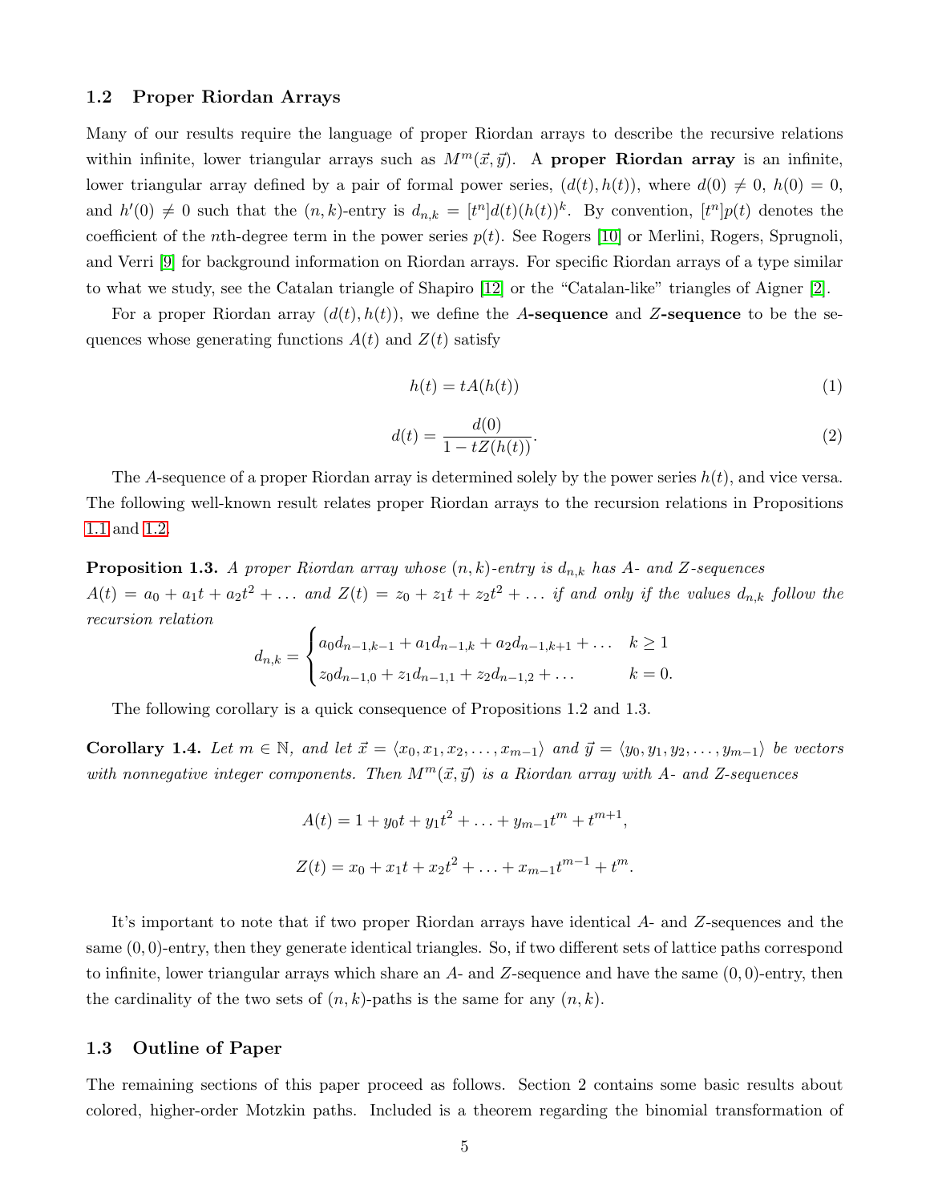### 1.2 Proper Riordan Arrays

Many of our results require the language of proper Riordan arrays to describe the recursive relations within infinite, lower triangular arrays such as $M^m(\vec{x}, \vec{y})$. A **proper Riordan array** is an infinite, lower triangular array defined by a pair of formal power series, $(d(t), h(t))$, where $d(0) \neq 0$, $h(0) = 0$, and $h'(0) \neq 0$ such that the $(n,k)$-entry is $d_{n,k} = [t^n]d(t)(h(t))^k$. By convention, $[t^n]p(t)$ denotes the coefficient of the $n$th-degree term in the power series $p(t)$. See Rogers [10] or Merlini, Rogers, Sprugnoli, and Verri [9] for background information on Riordan arrays. For specific Riordan arrays of a type similar to what we study, see the Catalan triangle of Shapiro [12] or the "Catalan-like" triangles of Aigner [2].

For a proper Riordan array $(d(t), h(t))$, we define the **$A$-sequence** and **$Z$-sequence** to be the sequences whose generating functions $A(t)$ and $Z(t)$ satisfy

$$h(t) = tA(h(t)) \tag{1}$$

$$d(t) = \frac{d(0)}{1 - tZ(h(t))}. \tag{2}$$

The $A$-sequence of a proper Riordan array is determined solely by the power series $h(t)$, and vice versa. The following well-known result relates proper Riordan arrays to the recursion relations in Propositions 1.1 and 1.2.

**Proposition 1.3.** *A proper Riordan array whose $(n,k)$-entry is $d_{n,k}$ has $A$- and $Z$-sequences $A(t) = a_0 + a_1 t + a_2 t^2 + \ldots$ and $Z(t) = z_0 + z_1 t + z_2 t^2 + \ldots$ if and only if the values $d_{n,k}$ follow the recursion relation*

$$d_{n,k} = \begin{cases} a_0 d_{n-1,k-1} + a_1 d_{n-1,k} + a_2 d_{n-1,k+1} + \ldots & k \geq 1 \\ z_0 d_{n-1,0} + z_1 d_{n-1,1} + z_2 d_{n-1,2} + \ldots & k = 0. \end{cases}$$

The following corollary is a quick consequence of Propositions 1.2 and 1.3.

**Corollary 1.4.** *Let $m \in \mathbb{N}$, and let $\vec{x} = \langle x_0, x_1, x_2, \ldots, x_{m-1} \rangle$ and $\vec{y} = \langle y_0, y_1, y_2, \ldots, y_{m-1} \rangle$ be vectors with nonnegative integer components. Then $M^m(\vec{x}, \vec{y})$ is a Riordan array with $A$- and $Z$-sequences*

$$A(t) = 1 + y_0 t + y_1 t^2 + \ldots + y_{m-1} t^m + t^{m+1},$$

$$Z(t) = x_0 + x_1 t + x_2 t^2 + \ldots + x_{m-1} t^{m-1} + t^m.$$

It's important to note that if two proper Riordan arrays have identical $A$- and $Z$-sequences and the same $(0,0)$-entry, then they generate identical triangles. So, if two different sets of lattice paths correspond to infinite, lower triangular arrays which share an $A$- and $Z$-sequence and have the same $(0,0)$-entry, then the cardinality of the two sets of $(n,k)$-paths is the same for any $(n,k)$.

### 1.3 Outline of Paper

The remaining sections of this paper proceed as follows. Section 2 contains some basic results about colored, higher-order Motzkin paths. Included is a theorem regarding the binomial transformation of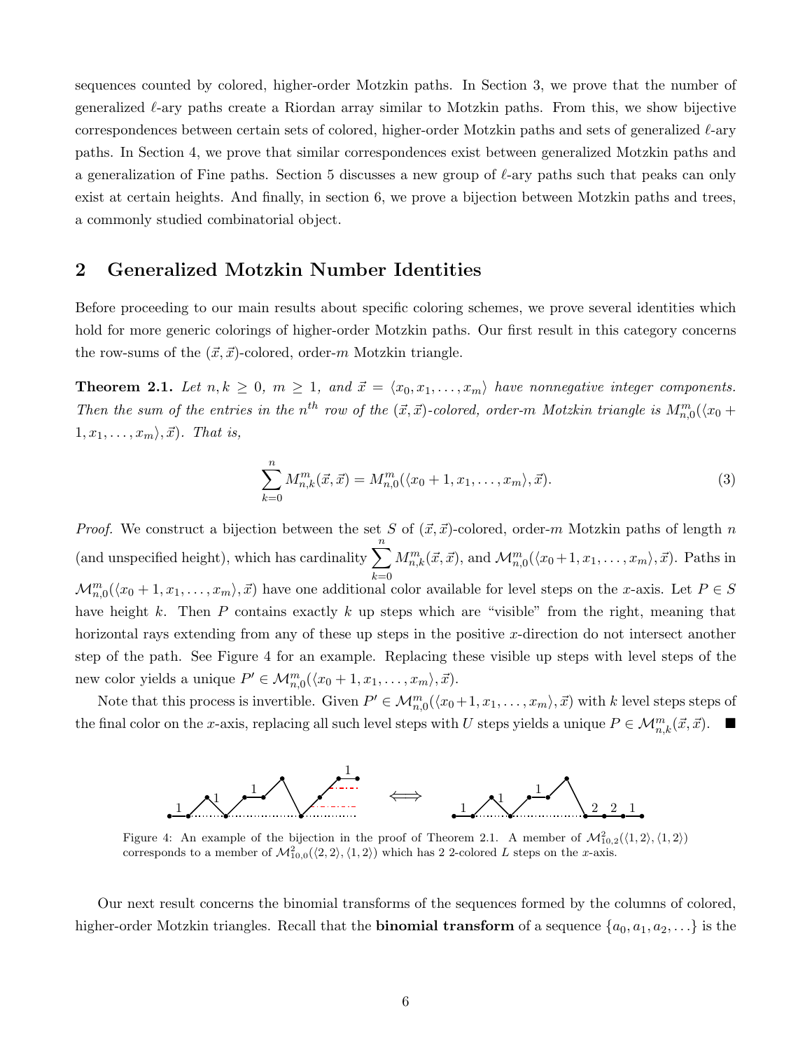sequences counted by colored, higher-order Motzkin paths. In Section 3, we prove that the number of generalized $\ell$-ary paths create a Riordan array similar to Motzkin paths. From this, we show bijective correspondences between certain sets of colored, higher-order Motzkin paths and sets of generalized $\ell$-ary paths. In Section 4, we prove that similar correspondences exist between generalized Motzkin paths and a generalization of Fine paths. Section 5 discusses a new group of $\ell$-ary paths such that peaks can only exist at certain heights. And finally, in section 6, we prove a bijection between Motzkin paths and trees, a commonly studied combinatorial object.

## 2 Generalized Motzkin Number Identities

Before proceeding to our main results about specific coloring schemes, we prove several identities which hold for more generic colorings of higher-order Motzkin paths. Our first result in this category concerns the row-sums of the $(\vec{x}, \vec{x})$-colored, order-$m$ Motzkin triangle.

**Theorem 2.1.** *Let $n, k \geq 0$, $m \geq 1$, and $\vec{x} = \langle x_0, x_1, \ldots, x_m \rangle$ have nonnegative integer components. Then the sum of the entries in the $n^{th}$ row of the $(\vec{x}, \vec{x})$-colored, order-$m$ Motzkin triangle is $M^m_{n,0}(\langle x_0 + 1, x_1, \ldots, x_m \rangle, \vec{x})$. That is,*

$$\sum_{k=0}^{n} M^m_{n,k}(\vec{x}, \vec{x}) = M^m_{n,0}(\langle x_0 + 1, x_1, \ldots, x_m \rangle, \vec{x}). \tag{3}$$

*Proof.* We construct a bijection between the set $S$ of $(\vec{x}, \vec{x})$-colored, order-$m$ Motzkin paths of length $n$ (and unspecified height), which has cardinality $\sum_{k=0}^{n} M^m_{n,k}(\vec{x}, \vec{x})$, and $\mathcal{M}^m_{n,0}(\langle x_0+1, x_1, \ldots, x_m \rangle, \vec{x})$. Paths in $\mathcal{M}^m_{n,0}(\langle x_0+1, x_1, \ldots, x_m \rangle, \vec{x})$ have one additional color available for level steps on the $x$-axis. Let $P \in S$ have height $k$. Then $P$ contains exactly $k$ up steps which are "visible" from the right, meaning that horizontal rays extending from any of these up steps in the positive $x$-direction do not intersect another step of the path. See Figure 4 for an example. Replacing these visible up steps with level steps of the new color yields a unique $P' \in \mathcal{M}^m_{n,0}(\langle x_0 + 1, x_1, \ldots, x_m \rangle, \vec{x})$.

Note that this process is invertible. Given $P' \in \mathcal{M}^m_{n,0}(\langle x_0+1, x_1, \ldots, x_m \rangle, \vec{x})$ with $k$ level steps steps of the final color on the $x$-axis, replacing all such level steps with $U$ steps yields a unique $P \in \mathcal{M}^m_{n,k}(\vec{x}, \vec{x})$. ■

Figure 4: An example of the bijection in the proof of Theorem 2.1. A member of $\mathcal{M}^2_{10,2}(\langle 1, 2 \rangle, \langle 1, 2 \rangle)$ corresponds to a member of $\mathcal{M}^2_{10,0}(\langle 2, 2 \rangle, \langle 1, 2 \rangle)$ which has 2 2-colored $L$ steps on the $x$-axis.

Our next result concerns the binomial transforms of the sequences formed by the columns of colored, higher-order Motzkin triangles. Recall that the **binomial transform** of a sequence $\{a_0, a_1, a_2, \ldots\}$ is the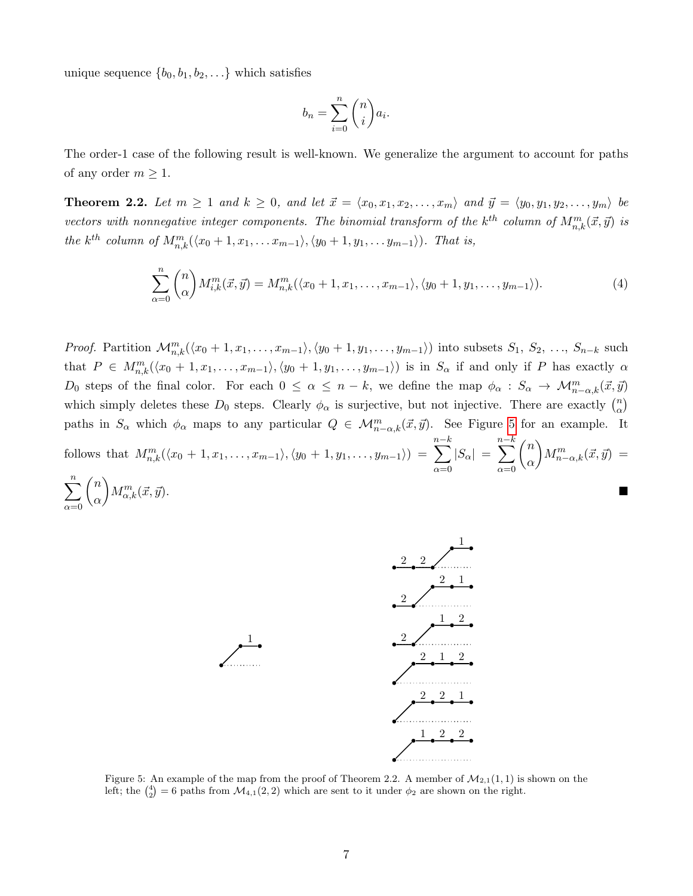unique sequence $\{b_0, b_1, b_2, \ldots\}$ which satisfies

$$b_n = \sum_{i=0}^{n} \binom{n}{i} a_i.$$

The order-1 case of the following result is well-known. We generalize the argument to account for paths of any order $m \geq 1$.

**Theorem 2.2.** *Let $m \geq 1$ and $k \geq 0$, and let $\vec{x} = \langle x_0, x_1, x_2, \ldots, x_m\rangle$ and $\vec{y} = \langle y_0, y_1, y_2, \ldots, y_m\rangle$ be vectors with nonnegative integer components. The binomial transform of the $k^{th}$ column of $M^m_{n,k}(\vec{x}, \vec{y})$ is the $k^{th}$ column of $M^m_{n,k}(\langle x_0 + 1, x_1, \ldots x_{m-1}\rangle, \langle y_0 + 1, y_1, \ldots y_{m-1}\rangle)$. That is,*

$$\sum_{\alpha=0}^{n} \binom{n}{\alpha} M^m_{i,k}(\vec{x}, \vec{y}) = M^m_{n,k}(\langle x_0 + 1, x_1, \ldots, x_{m-1}\rangle, \langle y_0 + 1, y_1, \ldots, y_{m-1}\rangle). \tag{4}$$

*Proof.* Partition $\mathcal{M}^m_{n,k}(\langle x_0 + 1, x_1, \ldots, x_{m-1}\rangle, \langle y_0 + 1, y_1, \ldots, y_{m-1}\rangle)$ into subsets $S_1, S_2, \ldots, S_{n-k}$ such that $P \in M^m_{n,k}(\langle x_0 + 1, x_1, \ldots, x_{m-1}\rangle, \langle y_0 + 1, y_1, \ldots, y_{m-1}\rangle)$ is in $S_\alpha$ if and only if $P$ has exactly $\alpha$ $D_0$ steps of the final color. For each $0 \leq \alpha \leq n - k$, we define the map $\phi_\alpha : S_\alpha \to \mathcal{M}^m_{n-\alpha,k}(\vec{x}, \vec{y})$ which simply deletes these $D_0$ steps. Clearly $\phi_\alpha$ is surjective, but not injective. There are exactly $\binom{n}{\alpha}$ paths in $S_\alpha$ which $\phi_\alpha$ maps to any particular $Q \in \mathcal{M}^m_{n-\alpha,k}(\vec{x}, \vec{y})$. See Figure 5 for an example. It follows that $M^m_{n,k}(\langle x_0 + 1, x_1, \ldots, x_{m-1}\rangle, \langle y_0 + 1, y_1, \ldots, y_{m-1}\rangle) = \sum_{\alpha=0}^{n-k} |S_\alpha| = \sum_{\alpha=0}^{n-k} \binom{n}{\alpha} M^m_{n-\alpha,k}(\vec{x}, \vec{y}) = \sum_{\alpha=0}^{n} \binom{n}{\alpha} M^m_{\alpha,k}(\vec{x}, \vec{y})$. ∎

Figure 5: An example of the map from the proof of Theorem 2.2. A member of $\mathcal{M}_{2,1}(1, 1)$ is shown on the left; the $\binom{4}{2} = 6$ paths from $\mathcal{M}_{4,1}(2, 2)$ which are sent to it under $\phi_2$ are shown on the right.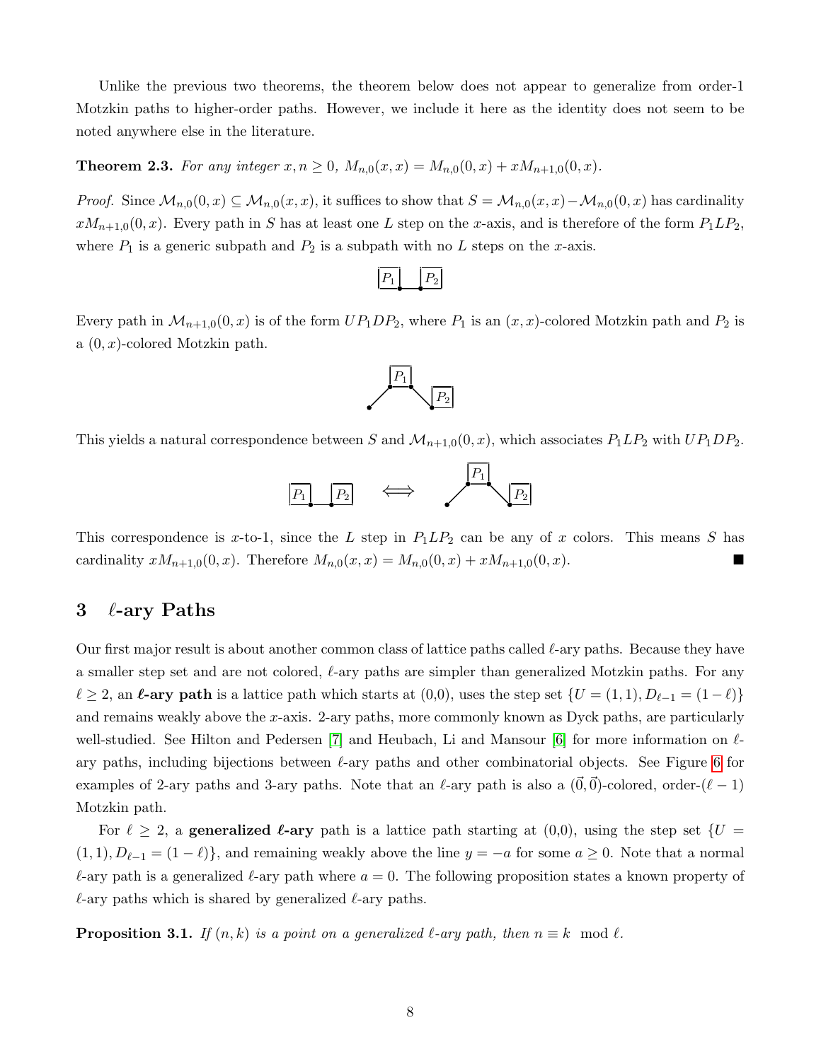Unlike the previous two theorems, the theorem below does not appear to generalize from order-1 Motzkin paths to higher-order paths. However, we include it here as the identity does not seem to be noted anywhere else in the literature.

**Theorem 2.3.** *For any integer $x, n \geq 0$, $M_{n,0}(x,x) = M_{n,0}(0,x) + xM_{n+1,0}(0,x)$.*

*Proof.* Since $\mathcal{M}_{n,0}(0,x) \subseteq \mathcal{M}_{n,0}(x,x)$, it suffices to show that $S = \mathcal{M}_{n,0}(x,x) - \mathcal{M}_{n,0}(0,x)$ has cardinality $xM_{n+1,0}(0,x)$. Every path in $S$ has at least one $L$ step on the $x$-axis, and is therefore of the form $P_1LP_2$, where $P_1$ is a generic subpath and $P_2$ is a subpath with no $L$ steps on the $x$-axis.

Every path in $\mathcal{M}_{n+1,0}(0,x)$ is of the form $UP_1DP_2$, where $P_1$ is an $(x,x)$-colored Motzkin path and $P_2$ is a $(0,x)$-colored Motzkin path.

This yields a natural correspondence between $S$ and $\mathcal{M}_{n+1,0}(0,x)$, which associates $P_1LP_2$ with $UP_1DP_2$.

This correspondence is $x$-to-1, since the $L$ step in $P_1LP_2$ can be any of $x$ colors. This means $S$ has cardinality $xM_{n+1,0}(0,x)$. Therefore $M_{n,0}(x,x) = M_{n,0}(0,x) + xM_{n+1,0}(0,x)$. ∎

## 3 $\ell$-ary Paths

Our first major result is about another common class of lattice paths called $\ell$-ary paths. Because they have a smaller step set and are not colored, $\ell$-ary paths are simpler than generalized Motzkin paths. For any $\ell \geq 2$, an ***$\ell$*-ary path** is a lattice path which starts at (0,0), uses the step set $\{U = (1,1), D_{\ell-1} = (1-\ell)\}$ and remains weakly above the $x$-axis. 2-ary paths, more commonly known as Dyck paths, are particularly well-studied. See Hilton and Pedersen [7] and Heubach, Li and Mansour [6] for more information on $\ell$-ary paths, including bijections between $\ell$-ary paths and other combinatorial objects. See Figure 6 for examples of 2-ary paths and 3-ary paths. Note that an $\ell$-ary path is also a $(\vec{0},\vec{0})$-colored, order-$(\ell-1)$ Motzkin path.

For $\ell \geq 2$, a **generalized *$\ell$*-ary** path is a lattice path starting at (0,0), using the step set $\{U = (1,1), D_{\ell-1} = (1-\ell)\}$, and remaining weakly above the line $y = -a$ for some $a \geq 0$. Note that a normal $\ell$-ary path is a generalized $\ell$-ary path where $a = 0$. The following proposition states a known property of $\ell$-ary paths which is shared by generalized $\ell$-ary paths.

**Proposition 3.1.** *If $(n,k)$ is a point on a generalized $\ell$-ary path, then $n \equiv k \mod \ell$.*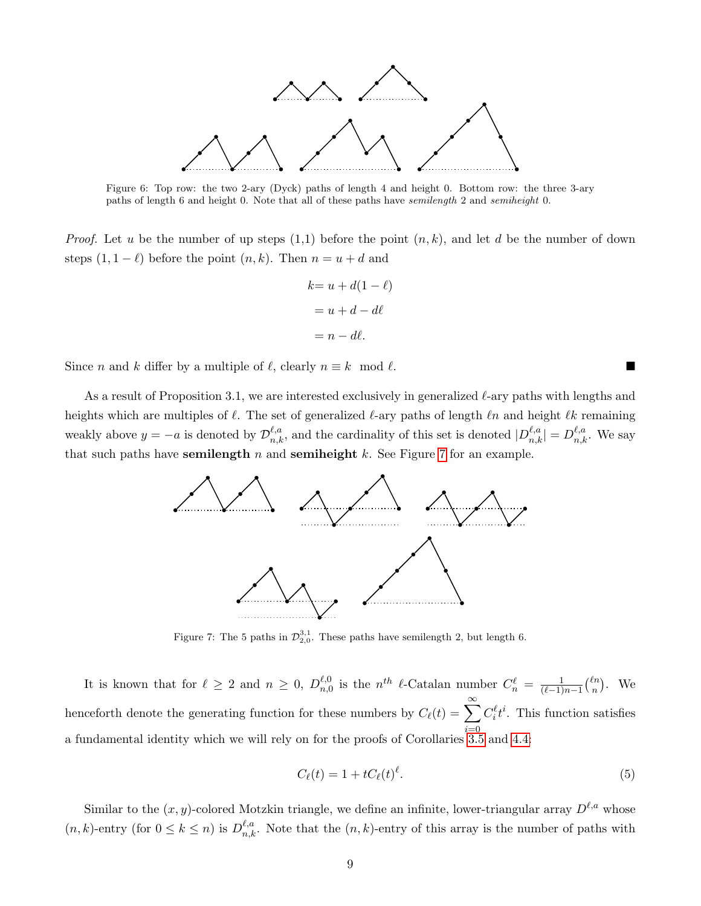Figure 6: Top row: the two 2-ary (Dyck) paths of length 4 and height 0. Bottom row: the three 3-ary paths of length 6 and height 0. Note that all of these paths have *semilength* 2 and *semiheight* 0.

*Proof.* Let $u$ be the number of up steps (1,1) before the point $(n, k)$, and let $d$ be the number of down steps $(1, 1 - \ell)$ before the point $(n, k)$. Then $n = u + d$ and

$$\begin{aligned} k &= u + d(1-\ell) \\ &= u + d - d\ell \\ &= n - d\ell. \end{aligned}$$

Since $n$ and $k$ differ by a multiple of $\ell$, clearly $n \equiv k \mod \ell$. ∎

As a result of Proposition 3.1, we are interested exclusively in generalized $\ell$-ary paths with lengths and heights which are multiples of $\ell$. The set of generalized $\ell$-ary paths of length $\ell n$ and height $\ell k$ remaining weakly above $y = -a$ is denoted by $\mathcal{D}^{\ell,a}_{n,k}$, and the cardinality of this set is denoted $|D^{\ell,a}_{n,k}| = D^{\ell,a}_{n,k}$. We say that such paths have **semilength** $n$ and **semiheight** $k$. See Figure 7 for an example.

Figure 7: The 5 paths in $\mathcal{D}^{3,1}_{2,0}$. These paths have semilength 2, but length 6.

It is known that for $\ell \geq 2$ and $n \geq 0$, $D^{\ell,0}_{n,0}$ is the $n^{th}$ $\ell$-Catalan number $C^{\ell}_n = \frac{1}{(\ell-1)n-1}\binom{\ell n}{n}$. We henceforth denote the generating function for these numbers by $C_\ell(t) = \sum_{i=0}^{\infty} C^{\ell}_i t^i$. This function satisfies a fundamental identity which we will rely on for the proofs of Corollaries 3.5 and 4.4:

$$C_\ell(t) = 1 + tC_\ell(t)^\ell. \tag{5}$$

Similar to the $(x, y)$-colored Motzkin triangle, we define an infinite, lower-triangular array $D^{\ell,a}$ whose $(n, k)$-entry (for $0 \leq k \leq n$) is $D^{\ell,a}_{n,k}$. Note that the $(n, k)$-entry of this array is the number of paths with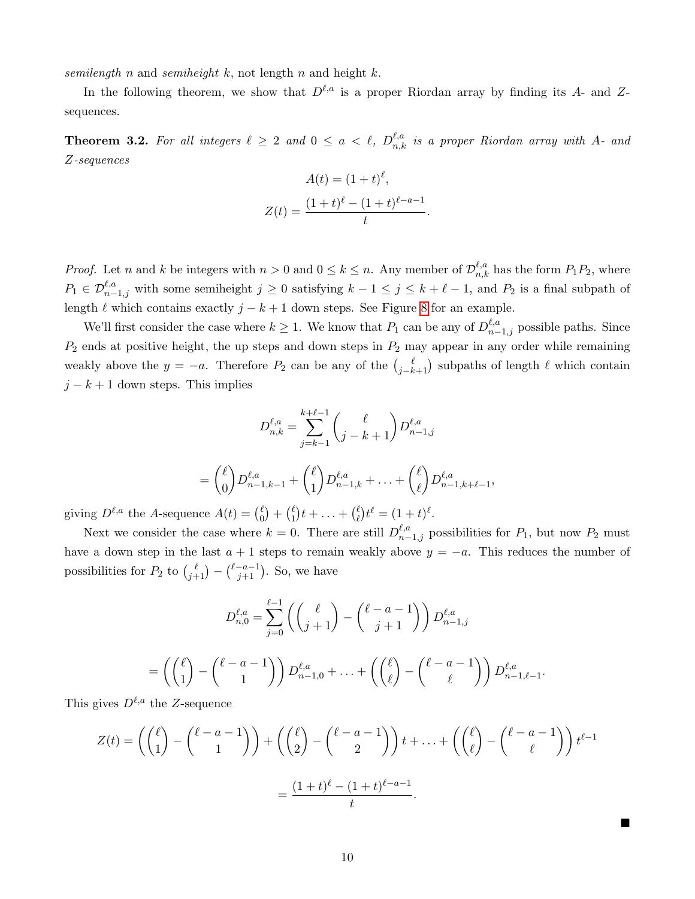*semilength* $n$ and *semiheight* $k$, not length $n$ and height $k$.

In the following theorem, we show that $D^{\ell,a}$ is a proper Riordan array by finding its $A$- and $Z$-sequences.

**Theorem 3.2.** *For all integers $\ell \geq 2$ and $0 \leq a < \ell$, $D^{\ell,a}_{n,k}$ is a proper Riordan array with $A$- and $Z$-sequences*

$$A(t) = (1+t)^{\ell},$$

$$Z(t) = \frac{(1+t)^{\ell} - (1+t)^{\ell-a-1}}{t}.$$

*Proof.* Let $n$ and $k$ be integers with $n > 0$ and $0 \leq k \leq n$. Any member of $\mathcal{D}^{\ell,a}_{n,k}$ has the form $P_1 P_2$, where $P_1 \in \mathcal{D}^{\ell,a}_{n-1,j}$ with some semiheight $j \geq 0$ satisfying $k - 1 \leq j \leq k + \ell - 1$, and $P_2$ is a final subpath of length $\ell$ which contains exactly $j - k + 1$ down steps. See Figure 8 for an example.

We'll first consider the case where $k \geq 1$. We know that $P_1$ can be any of $D^{\ell,a}_{n-1,j}$ possible paths. Since $P_2$ ends at positive height, the up steps and down steps in $P_2$ may appear in any order while remaining weakly above the $y = -a$. Therefore $P_2$ can be any of the $\binom{\ell}{j-k+1}$ subpaths of length $\ell$ which contain $j - k + 1$ down steps. This implies

$$D^{\ell,a}_{n,k} = \sum_{j=k-1}^{k+\ell-1} \binom{\ell}{j-k+1} D^{\ell,a}_{n-1,j}$$

$$= \binom{\ell}{0} D^{\ell,a}_{n-1,k-1} + \binom{\ell}{1} D^{\ell,a}_{n-1,k} + \ldots + \binom{\ell}{\ell} D^{\ell,a}_{n-1,k+\ell-1},$$

giving $D^{\ell,a}$ the $A$-sequence $A(t) = \binom{\ell}{0} + \binom{\ell}{1} t + \ldots + \binom{\ell}{\ell} t^{\ell} = (1+t)^{\ell}$.

Next we consider the case where $k = 0$. There are still $D^{\ell,a}_{n-1,j}$ possibilities for $P_1$, but now $P_2$ must have a down step in the last $a + 1$ steps to remain weakly above $y = -a$. This reduces the number of possibilities for $P_2$ to $\binom{\ell}{j+1} - \binom{\ell-a-1}{j+1}$. So, we have

$$D^{\ell,a}_{n,0} = \sum_{j=0}^{\ell-1} \left( \binom{\ell}{j+1} - \binom{\ell-a-1}{j+1} \right) D^{\ell,a}_{n-1,j}$$

$$= \left( \binom{\ell}{1} - \binom{\ell-a-1}{1} \right) D^{\ell,a}_{n-1,0} + \ldots + \left( \binom{\ell}{\ell} - \binom{\ell-a-1}{\ell} \right) D^{\ell,a}_{n-1,\ell-1}.$$

This gives $D^{\ell,a}$ the $Z$-sequence

$$Z(t) = \left( \binom{\ell}{1} - \binom{\ell-a-1}{1} \right) + \left( \binom{\ell}{2} - \binom{\ell-a-1}{2} \right) t + \ldots + \left( \binom{\ell}{\ell} - \binom{\ell-a-1}{\ell} \right) t^{\ell-1}$$

$$= \frac{(1+t)^{\ell} - (1+t)^{\ell-a-1}}{t}.$$

■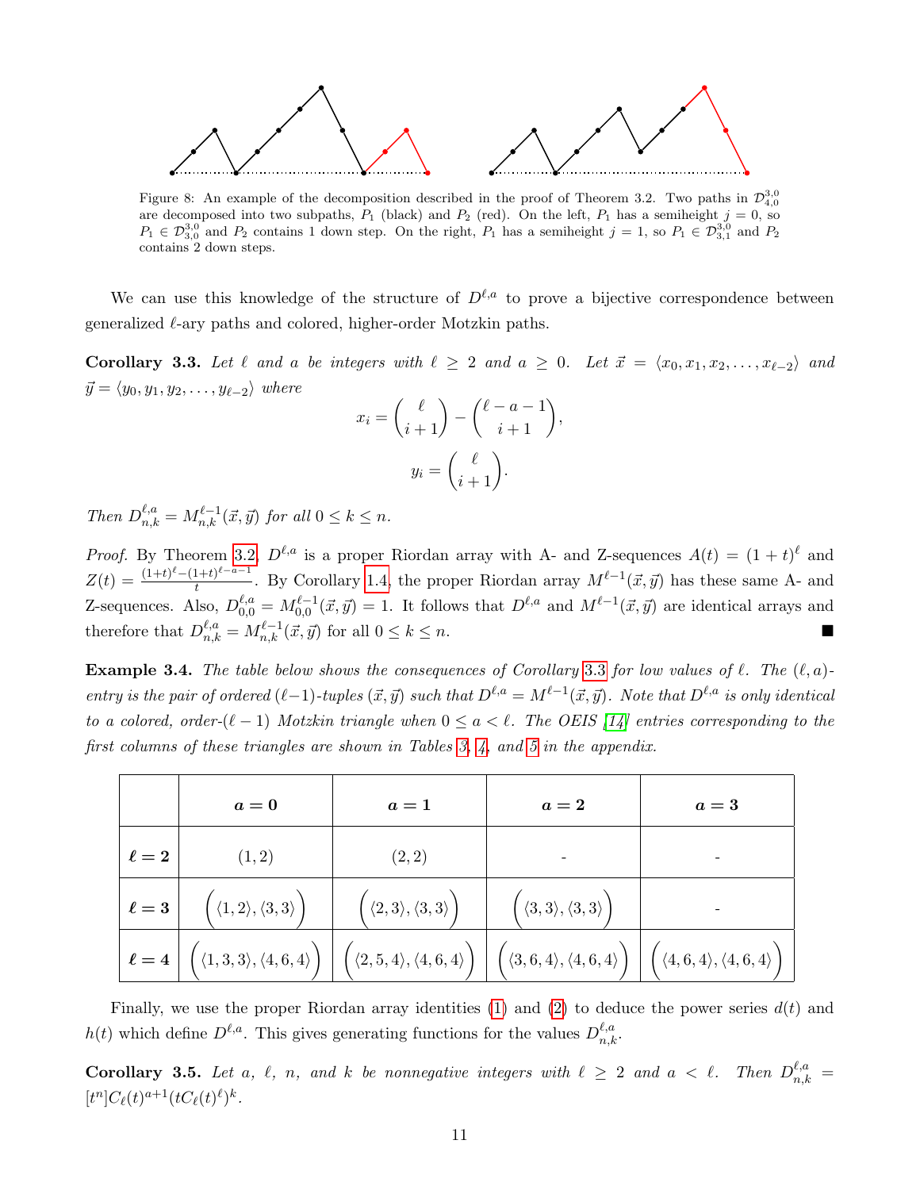Figure 8: An example of the decomposition described in the proof of Theorem 3.2. Two paths in $\mathcal{D}^{3,0}_{4,0}$ are decomposed into two subpaths, $P_1$ (black) and $P_2$ (red). On the left, $P_1$ has a semiheight $j = 0$, so $P_1 \in \mathcal{D}^{3,0}_{3,0}$ and $P_2$ contains 1 down step. On the right, $P_1$ has a semiheight $j = 1$, so $P_1 \in \mathcal{D}^{3,0}_{3,1}$ and $P_2$ contains 2 down steps.

We can use this knowledge of the structure of $D^{\ell,a}$ to prove a bijective correspondence between generalized $\ell$-ary paths and colored, higher-order Motzkin paths.

**Corollary 3.3.** *Let $\ell$ and $a$ be integers with $\ell \geq 2$ and $a \geq 0$. Let $\vec{x} = \langle x_0, x_1, x_2, \ldots, x_{\ell-2}\rangle$ and $\vec{y} = \langle y_0, y_1, y_2, \ldots, y_{\ell-2}\rangle$ where*

$$x_i = \binom{\ell}{i+1} - \binom{\ell-a-1}{i+1},$$

$$y_i = \binom{\ell}{i+1}.$$

*Then $D^{\ell,a}_{n,k} = M^{\ell-1}_{n,k}(\vec{x}, \vec{y})$ for all $0 \leq k \leq n$.*

*Proof.* By Theorem 3.2, $D^{\ell,a}$ is a proper Riordan array with A- and Z-sequences $A(t) = (1+t)^\ell$ and $Z(t) = \frac{(1+t)^\ell - (1+t)^{\ell-a-1}}{t}$. By Corollary 1.4, the proper Riordan array $M^{\ell-1}(\vec{x}, \vec{y})$ has these same A- and Z-sequences. Also, $D^{\ell,a}_{0,0} = M^{\ell-1}_{0,0}(\vec{x}, \vec{y}) = 1$. It follows that $D^{\ell,a}$ and $M^{\ell-1}(\vec{x}, \vec{y})$ are identical arrays and therefore that $D^{\ell,a}_{n,k} = M^{\ell-1}_{n,k}(\vec{x}, \vec{y})$ for all $0 \leq k \leq n$. ∎

**Example 3.4.** *The table below shows the consequences of Corollary 3.3 for low values of $\ell$. The $(\ell, a)$-entry is the pair of ordered $(\ell-1)$-tuples $(\vec{x}, \vec{y})$ such that $D^{\ell,a} = M^{\ell-1}(\vec{x}, \vec{y})$. Note that $D^{\ell,a}$ is only identical to a colored, order-$(\ell-1)$ Motzkin triangle when $0 \leq a < \ell$. The OEIS [14] entries corresponding to the first columns of these triangles are shown in Tables 3, 4, and 5 in the appendix.*

| | $a = 0$ | $a = 1$ | $a = 2$ | $a = 3$ |
|---|---|---|---|---|
| $\ell = 2$ | $(1, 2)$ | $(2, 2)$ | - | - |
| $\ell = 3$ | $(\langle 1, 2\rangle, \langle 3, 3\rangle)$ | $(\langle 2, 3\rangle, \langle 3, 3\rangle)$ | $(\langle 3, 3\rangle, \langle 3, 3\rangle)$ | - |
| $\ell = 4$ | $(\langle 1, 3, 3\rangle, \langle 4, 6, 4\rangle)$ | $(\langle 2, 5, 4\rangle, \langle 4, 6, 4\rangle)$ | $(\langle 3, 6, 4\rangle, \langle 4, 6, 4\rangle)$ | $(\langle 4, 6, 4\rangle, \langle 4, 6, 4\rangle)$ |

Finally, we use the proper Riordan array identities (1) and (2) to deduce the power series $d(t)$ and $h(t)$ which define $D^{\ell,a}$. This gives generating functions for the values $D^{\ell,a}_{n,k}$.

**Corollary 3.5.** *Let $a$, $\ell$, $n$, and $k$ be nonnegative integers with $\ell \geq 2$ and $a < \ell$. Then $D^{\ell,a}_{n,k} = [t^n]C_\ell(t)^{a+1}(tC_\ell(t)^\ell)^k$.*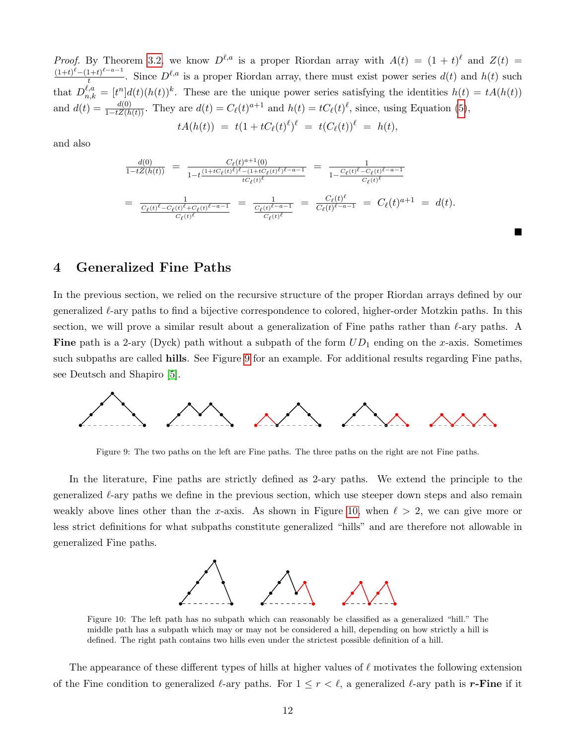*Proof.* By Theorem 3.2, we know $D^{\ell,a}$ is a proper Riordan array with $A(t) = (1+t)^\ell$ and $Z(t) = \frac{(1+t)^\ell - (1+t)^{\ell-a-1}}{t}$. Since $D^{\ell,a}$ is a proper Riordan array, there must exist power series $d(t)$ and $h(t)$ such that $D^{\ell,a}_{n,k} = [t^n]d(t)(h(t))^k$. These are the unique power series satisfying the identities $h(t) = tA(h(t))$ and $d(t) = \frac{d(0)}{1-tZ(h(t))}$. They are $d(t) = C_\ell(t)^{a+1}$ and $h(t) = tC_\ell(t)^\ell$, since, using Equation (5),

$$tA(h(t)) \;=\; t(1+tC_\ell(t)^\ell)^\ell \;=\; t(C_\ell(t))^\ell \;=\; h(t),$$

and also

$$\frac{d(0)}{1-tZ(h(t))} \;=\; \frac{C_\ell(t)^{a+1}(0)}{1-t\frac{(1+tC_\ell(t)^\ell)^\ell-(1+tC_\ell(t)^\ell)^{\ell-a-1}}{tC_\ell(t)^\ell}} \;=\; \frac{1}{1-\frac{C_\ell(t)^\ell - C_\ell(t)^{\ell-a-1}}{C_\ell(t)^\ell}}$$

$$=\; \frac{1}{\frac{C_\ell(t)^\ell - C_\ell(t)^\ell + C_\ell(t)^{\ell-a-1}}{C_\ell(t)^\ell}} \;=\; \frac{1}{\frac{C_\ell(t)^{\ell-a-1}}{C_\ell(t)^\ell}} \;=\; \frac{C_\ell(t)^\ell}{C_\ell(t)^{\ell-a-1}} \;=\; C_\ell(t)^{a+1} \;=\; d(t).$$

∎

## 4 Generalized Fine Paths

In the previous section, we relied on the recursive structure of the proper Riordan arrays defined by our generalized $\ell$-ary paths to find a bijective correspondence to colored, higher-order Motzkin paths. In this section, we will prove a similar result about a generalization of Fine paths rather than $\ell$-ary paths. A **Fine** path is a 2-ary (Dyck) path without a subpath of the form $UD_1$ ending on the $x$-axis. Sometimes such subpaths are called **hills**. See Figure 9 for an example. For additional results regarding Fine paths, see Deutsch and Shapiro [5].

Figure 9: The two paths on the left are Fine paths. The three paths on the right are not Fine paths.

In the literature, Fine paths are strictly defined as 2-ary paths. We extend the principle to the generalized $\ell$-ary paths we define in the previous section, which use steeper down steps and also remain weakly above lines other than the $x$-axis. As shown in Figure 10, when $\ell > 2$, we can give more or less strict definitions for what subpaths constitute generalized "hills" and are therefore not allowable in generalized Fine paths.

Figure 10: The left path has no subpath which can reasonably be classified as a generalized "hill." The middle path has a subpath which may or may not be considered a hill, depending on how strictly a hill is defined. The right path contains two hills even under the strictest possible definition of a hill.

The appearance of these different types of hills at higher values of $\ell$ motivates the following extension of the Fine condition to generalized $\ell$-ary paths. For $1 \le r < \ell$, a generalized $\ell$-ary path is ***r*-Fine** if it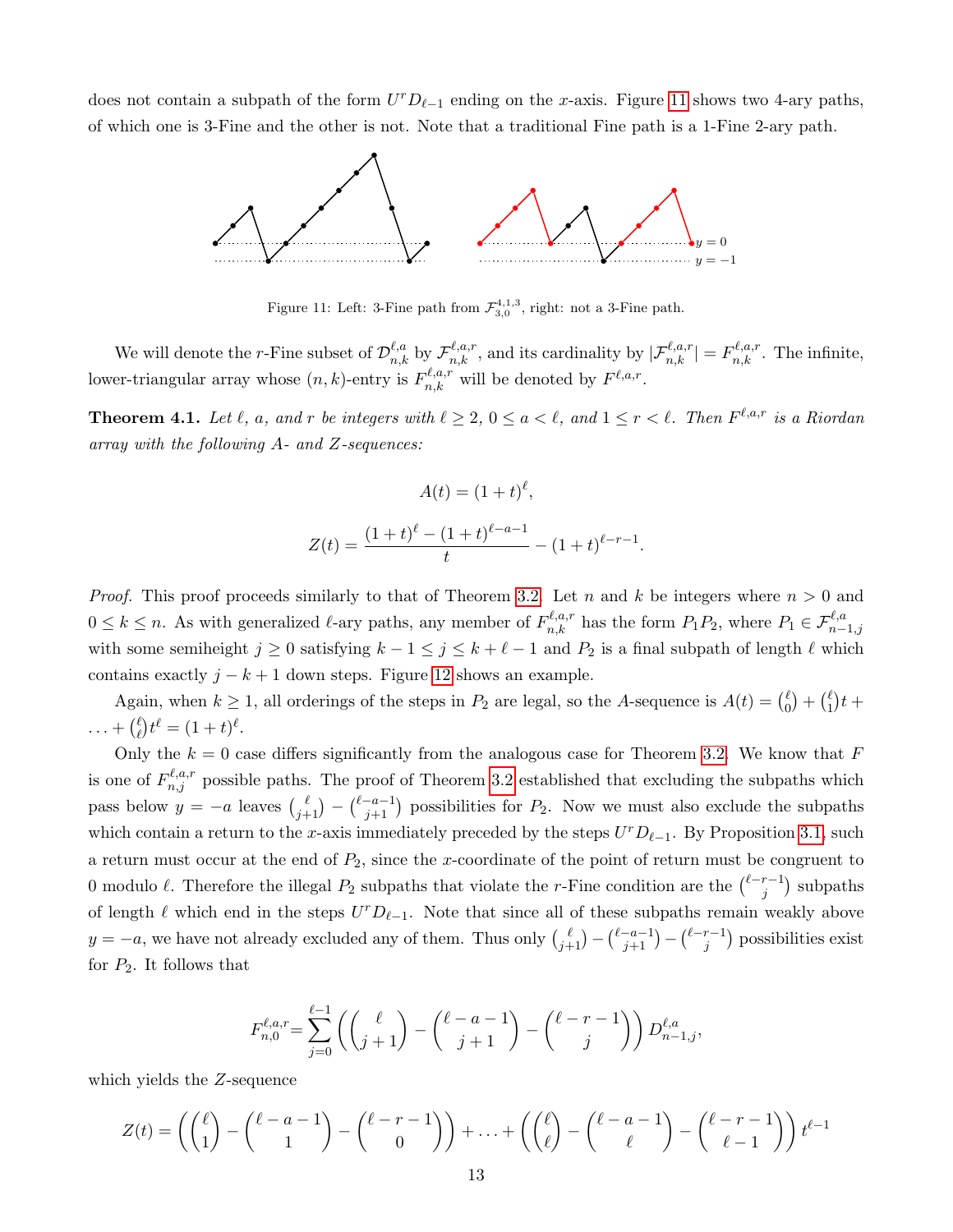does not contain a subpath of the form $U^r D_{\ell-1}$ ending on the $x$-axis. Figure 11 shows two 4-ary paths, of which one is 3-Fine and the other is not. Note that a traditional Fine path is a 1-Fine 2-ary path.

Figure 11: Left: 3-Fine path from $\mathcal{F}^{4,1,3}_{3,0}$, right: not a 3-Fine path.

We will denote the $r$-Fine subset of $\mathcal{D}^{\ell,a}_{n,k}$ by $\mathcal{F}^{\ell,a,r}_{n,k}$, and its cardinality by $|\mathcal{F}^{\ell,a,r}_{n,k}| = F^{\ell,a,r}_{n,k}$. The infinite, lower-triangular array whose $(n,k)$-entry is $F^{\ell,a,r}_{n,k}$ will be denoted by $F^{\ell,a,r}$.

**Theorem 4.1.** *Let $\ell$, $a$, and $r$ be integers with $\ell \geq 2$, $0 \leq a < \ell$, and $1 \leq r < \ell$. Then $F^{\ell,a,r}$ is a Riordan array with the following $A$- and $Z$-sequences:*

$$A(t) = (1+t)^\ell,$$

$$Z(t) = \frac{(1+t)^\ell - (1+t)^{\ell-a-1}}{t} - (1+t)^{\ell-r-1}.$$

*Proof.* This proof proceeds similarly to that of Theorem 3.2. Let $n$ and $k$ be integers where $n > 0$ and $0 \leq k \leq n$. As with generalized $\ell$-ary paths, any member of $F^{\ell,a,r}_{n,k}$ has the form $P_1P_2$, where $P_1 \in \mathcal{F}^{\ell,a}_{n-1,j}$ with some semiheight $j \geq 0$ satisfying $k-1 \leq j \leq k+\ell-1$ and $P_2$ is a final subpath of length $\ell$ which contains exactly $j-k+1$ down steps. Figure 12 shows an example.

Again, when $k \geq 1$, all orderings of the steps in $P_2$ are legal, so the $A$-sequence is $A(t) = \binom{\ell}{0} + \binom{\ell}{1}t + \ldots + \binom{\ell}{\ell}t^\ell = (1+t)^\ell$.

Only the $k=0$ case differs significantly from the analogous case for Theorem 3.2. We know that $F$ is one of $F^{\ell,a,r}_{n,j}$ possible paths. The proof of Theorem 3.2 established that excluding the subpaths which pass below $y=-a$ leaves $\binom{\ell}{j+1} - \binom{\ell-a-1}{j+1}$ possibilities for $P_2$. Now we must also exclude the subpaths which contain a return to the $x$-axis immediately preceded by the steps $U^rD_{\ell-1}$. By Proposition 3.1, such a return must occur at the end of $P_2$, since the $x$-coordinate of the point of return must be congruent to 0 modulo $\ell$. Therefore the illegal $P_2$ subpaths that violate the $r$-Fine condition are the $\binom{\ell-r-1}{j}$ subpaths of length $\ell$ which end in the steps $U^rD_{\ell-1}$. Note that since all of these subpaths remain weakly above $y=-a$, we have not already excluded any of them. Thus only $\binom{\ell}{j+1} - \binom{\ell-a-1}{j+1} - \binom{\ell-r-1}{j}$ possibilities exist for $P_2$. It follows that

$$F^{\ell,a,r}_{n,0} = \sum_{j=0}^{\ell-1}\left(\binom{\ell}{j+1} - \binom{\ell-a-1}{j+1} - \binom{\ell-r-1}{j}\right) D^{\ell,a}_{n-1,j},$$

which yields the $Z$-sequence

$$Z(t) = \left(\binom{\ell}{1} - \binom{\ell-a-1}{1} - \binom{\ell-r-1}{0}\right) + \ldots + \left(\binom{\ell}{\ell} - \binom{\ell-a-1}{\ell} - \binom{\ell-r-1}{\ell-1}\right)t^{\ell-1}$$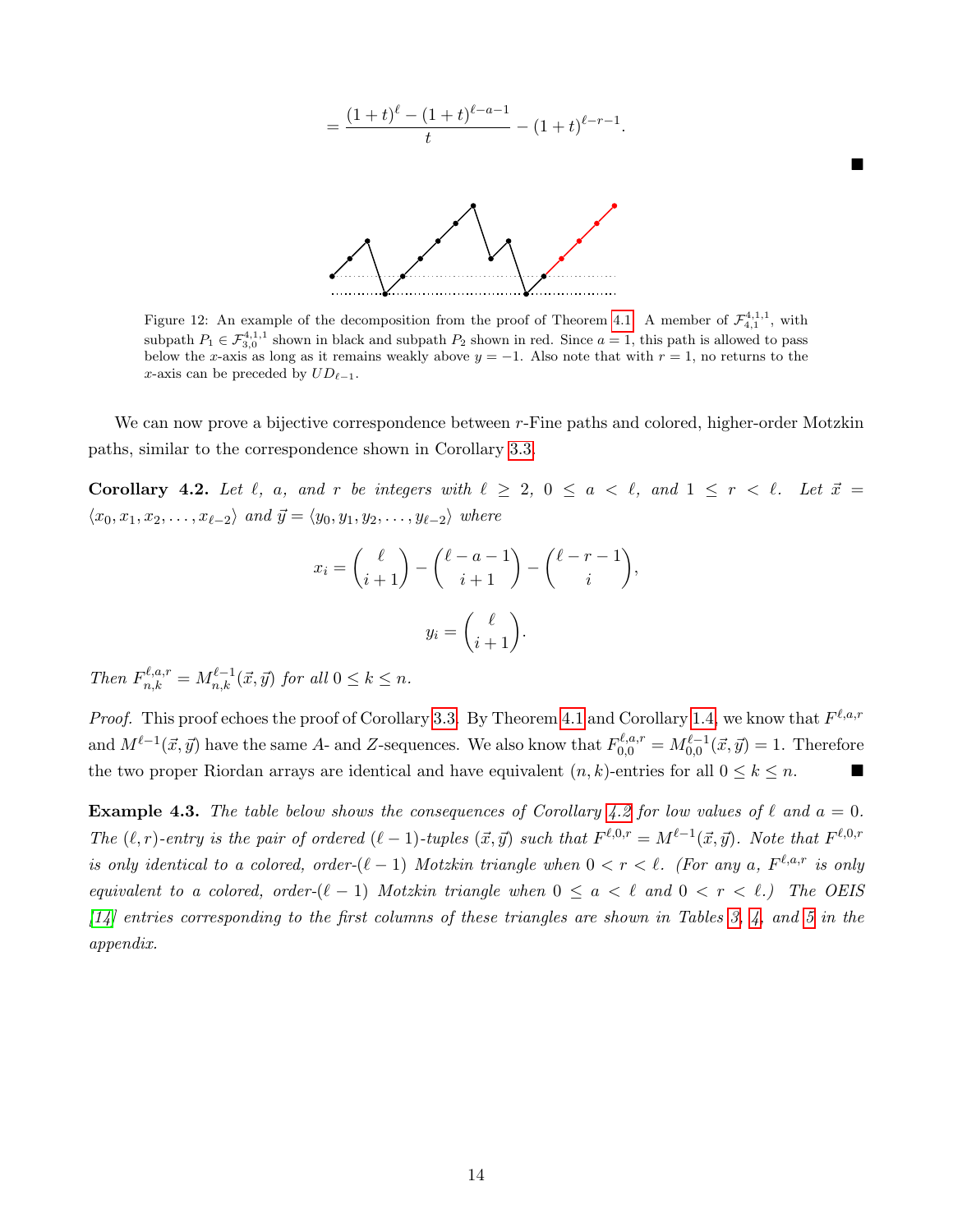$$= \frac{(1+t)^{\ell} - (1+t)^{\ell-a-1}}{t} - (1+t)^{\ell-r-1}.$$

■

Figure 12: An example of the decomposition from the proof of Theorem 4.1. A member of $\mathcal{F}^{4,1,1}_{4,1}$, with subpath $P_1 \in \mathcal{F}^{4,1,1}_{3,0}$ shown in black and subpath $P_2$ shown in red. Since $a = 1$, this path is allowed to pass below the $x$-axis as long as it remains weakly above $y = -1$. Also note that with $r = 1$, no returns to the $x$-axis can be preceded by $UD_{\ell-1}$.

We can now prove a bijective correspondence between $r$-Fine paths and colored, higher-order Motzkin paths, similar to the correspondence shown in Corollary 3.3.

**Corollary 4.2.** *Let $\ell$, $a$, and $r$ be integers with $\ell \geq 2$, $0 \leq a < \ell$, and $1 \leq r < \ell$. Let $\vec{x} = \langle x_0, x_1, x_2, \ldots, x_{\ell-2}\rangle$ and $\vec{y} = \langle y_0, y_1, y_2, \ldots, y_{\ell-2}\rangle$ where*

$$x_i = \binom{\ell}{i+1} - \binom{\ell-a-1}{i+1} - \binom{\ell-r-1}{i},$$

$$y_i = \binom{\ell}{i+1}.$$

*Then $F^{\ell,a,r}_{n,k} = M^{\ell-1}_{n,k}(\vec{x},\vec{y})$ for all $0 \leq k \leq n$.*

*Proof.* This proof echoes the proof of Corollary 3.3. By Theorem 4.1 and Corollary 1.4, we know that $F^{\ell,a,r}$ and $M^{\ell-1}(\vec{x},\vec{y})$ have the same $A$- and $Z$-sequences. We also know that $F^{\ell,a,r}_{0,0} = M^{\ell-1}_{0,0}(\vec{x},\vec{y}) = 1$. Therefore the two proper Riordan arrays are identical and have equivalent $(n,k)$-entries for all $0 \leq k \leq n$. ■

**Example 4.3.** *The table below shows the consequences of Corollary 4.2 for low values of $\ell$ and $a = 0$. The $(\ell, r)$-entry is the pair of ordered $(\ell-1)$-tuples $(\vec{x},\vec{y})$ such that $F^{\ell,0,r} = M^{\ell-1}(\vec{x},\vec{y})$. Note that $F^{\ell,0,r}$ is only identical to a colored, order-$(\ell-1)$ Motzkin triangle when $0 < r < \ell$. (For any $a$, $F^{\ell,a,r}$ is only equivalent to a colored, order-$(\ell-1)$ Motzkin triangle when $0 \leq a < \ell$ and $0 < r < \ell$.) The OEIS [14] entries corresponding to the first columns of these triangles are shown in Tables 3, 4, and 5 in the appendix.*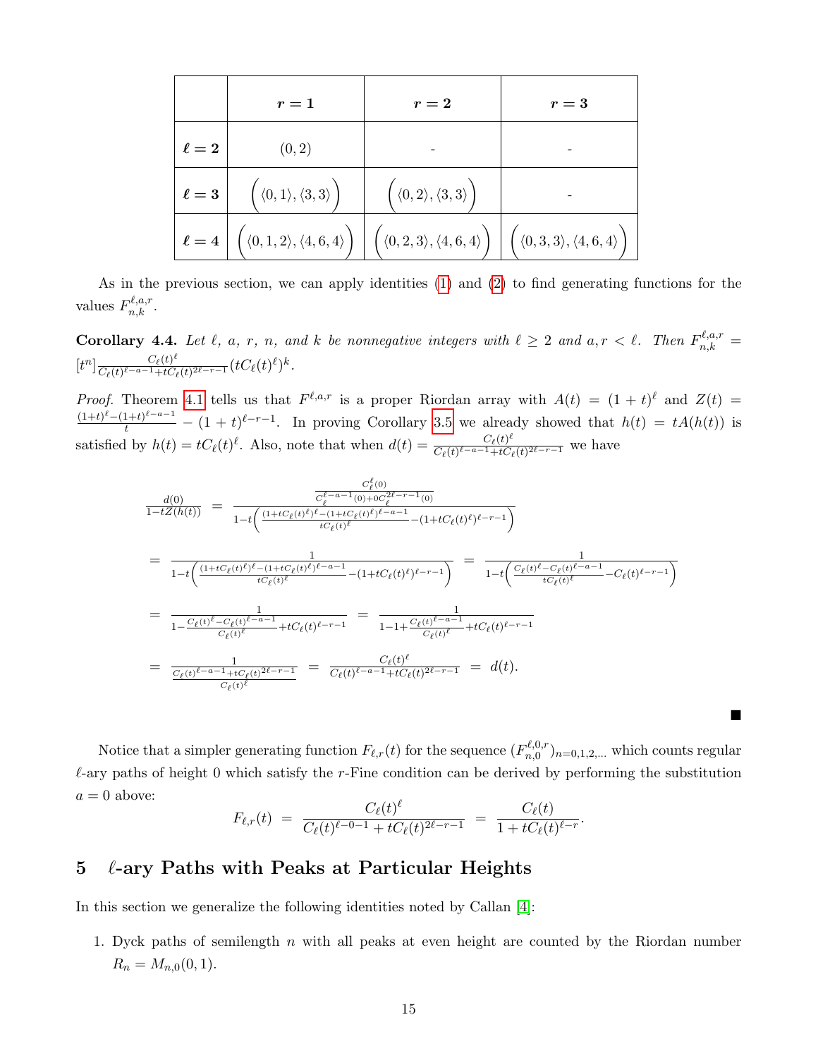|  | $r = 1$ | $r = 2$ | $r = 3$ |
|---|---|---|---|
| $\ell = 2$ | $(0, 2)$ | - | - |
| $\ell = 3$ | $\big(\langle 0, 1\rangle, \langle 3, 3\rangle\big)$ | $\big(\langle 0, 2\rangle, \langle 3, 3\rangle\big)$ | - |
| $\ell = 4$ | $\big(\langle 0, 1, 2\rangle, \langle 4, 6, 4\rangle\big)$ | $\big(\langle 0, 2, 3\rangle, \langle 4, 6, 4\rangle\big)$ | $\big(\langle 0, 3, 3\rangle, \langle 4, 6, 4\rangle\big)$ |

As in the previous section, we can apply identities (1) and (2) to find generating functions for the values $F^{\ell,a,r}_{n,k}$.

**Corollary 4.4.** *Let $\ell$, $a$, $r$, $n$, and $k$ be nonnegative integers with $\ell \geq 2$ and $a, r < \ell$. Then $F^{\ell,a,r}_{n,k} = [t^n]\frac{C_\ell(t)^\ell}{C_\ell(t)^{\ell-a-1}+tC_\ell(t)^{2\ell-r-1}}(tC_\ell(t)^\ell)^k$.*

*Proof.* Theorem 4.1 tells us that $F^{\ell,a,r}$ is a proper Riordan array with $A(t) = (1+t)^\ell$ and $Z(t) = \frac{(1+t)^\ell-(1+t)^{\ell-a-1}}{t} - (1+t)^{\ell-r-1}$. In proving Corollary 3.5 we already showed that $h(t) = tA(h(t))$ is satisfied by $h(t) = tC_\ell(t)^\ell$. Also, note that when $d(t) = \frac{C_\ell(t)^\ell}{C_\ell(t)^{\ell-a-1}+tC_\ell(t)^{2\ell-r-1}}$ we have

$$
\begin{aligned}
\frac{d(0)}{1-tZ(h(t))} &= \frac{\frac{C_\ell^\ell(0)}{C_\ell^{\ell-a-1}(0)+0C_\ell^{2\ell-r-1}(0)}}{1-t\left(\frac{(1+tC_\ell(t)^\ell)^\ell-(1+tC_\ell(t)^\ell)^{\ell-a-1}}{tC_\ell(t)^\ell}-(1+tC_\ell(t)^\ell)^{\ell-r-1}\right)} \\
&= \frac{1}{1-t\left(\frac{(1+tC_\ell(t)^\ell)^\ell-(1+tC_\ell(t)^\ell)^{\ell-a-1}}{tC_\ell(t)^\ell}-(1+tC_\ell(t)^\ell)^{\ell-r-1}\right)} = \frac{1}{1-t\left(\frac{C_\ell(t)^\ell-C_\ell(t)^{\ell-a-1}}{tC_\ell(t)^\ell}-C_\ell(t)^{\ell-r-1}\right)} \\
&= \frac{1}{1-\frac{C_\ell(t)^\ell-C_\ell(t)^{\ell-a-1}}{C_\ell(t)^\ell}+tC_\ell(t)^{\ell-r-1}} = \frac{1}{1-1+\frac{C_\ell(t)^{\ell-a-1}}{C_\ell(t)^\ell}+tC_\ell(t)^{\ell-r-1}} \\
&= \frac{1}{\frac{C_\ell(t)^{\ell-a-1}+tC_\ell(t)^{2\ell-r-1}}{C_\ell(t)^\ell}} = \frac{C_\ell(t)^\ell}{C_\ell(t)^{\ell-a-1}+tC_\ell(t)^{2\ell-r-1}} = d(t).
\end{aligned}
$$

∎

Notice that a simpler generating function $F_{\ell,r}(t)$ for the sequence $(F^{\ell,0,r}_{n,0})_{n=0,1,2,\ldots}$ which counts regular $\ell$-ary paths of height 0 which satisfy the $r$-Fine condition can be derived by performing the substitution $a = 0$ above:

$$F_{\ell,r}(t) = \frac{C_\ell(t)^\ell}{C_\ell(t)^{\ell-0-1}+tC_\ell(t)^{2\ell-r-1}} = \frac{C_\ell(t)}{1+tC_\ell(t)^{\ell-r}}.$$

## 5 $\ell$-ary Paths with Peaks at Particular Heights

In this section we generalize the following identities noted by Callan [4]:

1. Dyck paths of semilength $n$ with all peaks at even height are counted by the Riordan number $R_n = M_{n,0}(0, 1)$.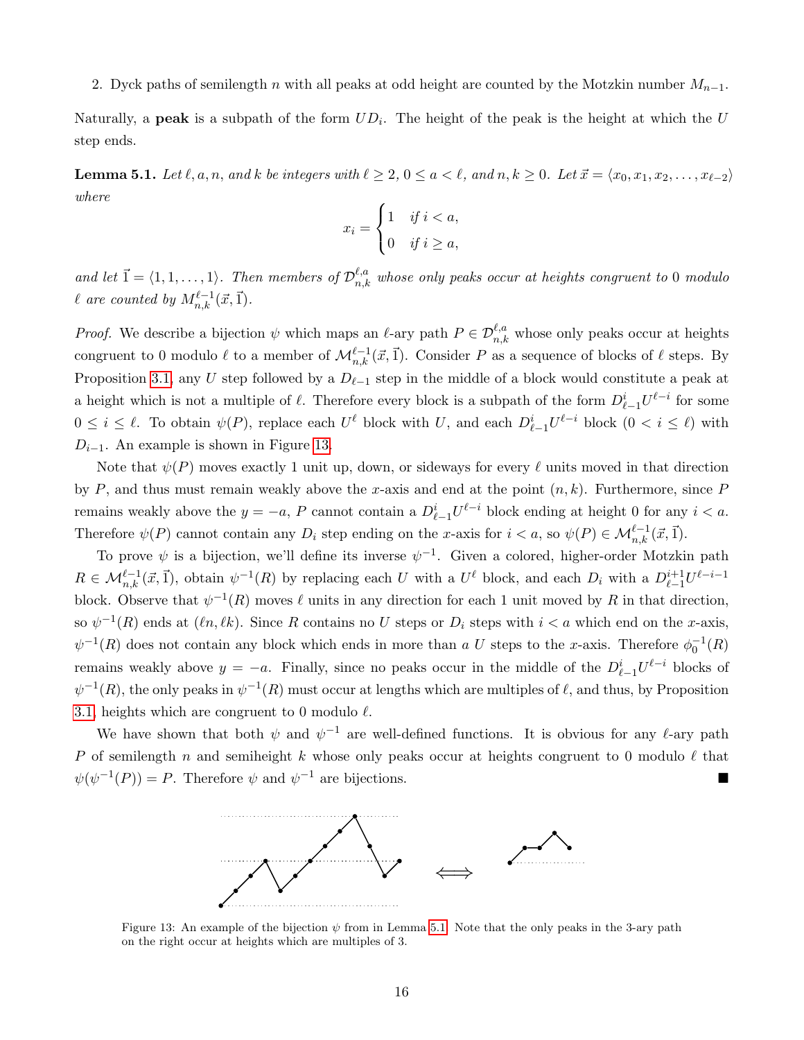2. Dyck paths of semilength $n$ with all peaks at odd height are counted by the Motzkin number $M_{n-1}$.

Naturally, a **peak** is a subpath of the form $UD_i$. The height of the peak is the height at which the $U$ step ends.

**Lemma 5.1.** *Let $\ell, a, n$, and $k$ be integers with $\ell \geq 2$, $0 \leq a < \ell$, and $n, k \geq 0$. Let $\vec{x} = \langle x_0, x_1, x_2, \ldots, x_{\ell-2}\rangle$ where*

$$x_i = \begin{cases} 1 & \text{if } i < a, \\ 0 & \text{if } i \geq a, \end{cases}$$

*and let $\vec{1} = \langle 1, 1, \ldots, 1\rangle$. Then members of $\mathcal{D}^{\ell,a}_{n,k}$ whose only peaks occur at heights congruent to 0 modulo $\ell$ are counted by $M^{\ell-1}_{n,k}(\vec{x}, \vec{1})$.*

*Proof.* We describe a bijection $\psi$ which maps an $\ell$-ary path $P \in \mathcal{D}^{\ell,a}_{n,k}$ whose only peaks occur at heights congruent to 0 modulo $\ell$ to a member of $\mathcal{M}^{\ell-1}_{n,k}(\vec{x}, \vec{1})$. Consider $P$ as a sequence of blocks of $\ell$ steps. By Proposition 3.1, any $U$ step followed by a $D_{\ell-1}$ step in the middle of a block would constitute a peak at a height which is not a multiple of $\ell$. Therefore every block is a subpath of the form $D^i_{\ell-1}U^{\ell-i}$ for some $0 \leq i \leq \ell$. To obtain $\psi(P)$, replace each $U^\ell$ block with $U$, and each $D^i_{\ell-1}U^{\ell-i}$ block $(0 < i \leq \ell)$ with $D_{i-1}$. An example is shown in Figure 13.

Note that $\psi(P)$ moves exactly 1 unit up, down, or sideways for every $\ell$ units moved in that direction by $P$, and thus must remain weakly above the $x$-axis and end at the point $(n, k)$. Furthermore, since $P$ remains weakly above the $y = -a$, $P$ cannot contain a $D^i_{\ell-1}U^{\ell-i}$ block ending at height 0 for any $i < a$. Therefore $\psi(P)$ cannot contain any $D_i$ step ending on the $x$-axis for $i < a$, so $\psi(P) \in \mathcal{M}^{\ell-1}_{n,k}(\vec{x}, \vec{1})$.

To prove $\psi$ is a bijection, we'll define its inverse $\psi^{-1}$. Given a colored, higher-order Motzkin path $R \in \mathcal{M}^{\ell-1}_{n,k}(\vec{x}, \vec{1})$, obtain $\psi^{-1}(R)$ by replacing each $U$ with a $U^\ell$ block, and each $D_i$ with a $D^{i+1}_{\ell-1}U^{\ell-i-1}$ block. Observe that $\psi^{-1}(R)$ moves $\ell$ units in any direction for each 1 unit moved by $R$ in that direction, so $\psi^{-1}(R)$ ends at $(\ell n, \ell k)$. Since $R$ contains no $U$ steps or $D_i$ steps with $i < a$ which end on the $x$-axis, $\psi^{-1}(R)$ does not contain any block which ends in more than $a$ $U$ steps to the $x$-axis. Therefore $\phi_0^{-1}(R)$ remains weakly above $y = -a$. Finally, since no peaks occur in the middle of the $D^i_{\ell-1}U^{\ell-i}$ blocks of $\psi^{-1}(R)$, the only peaks in $\psi^{-1}(R)$ must occur at lengths which are multiples of $\ell$, and thus, by Proposition 3.1, heights which are congruent to 0 modulo $\ell$.

We have shown that both $\psi$ and $\psi^{-1}$ are well-defined functions. It is obvious for any $\ell$-ary path $P$ of semilength $n$ and semiheight $k$ whose only peaks occur at heights congruent to 0 modulo $\ell$ that $\psi(\psi^{-1}(P)) = P$. Therefore $\psi$ and $\psi^{-1}$ are bijections. ∎

Figure 13: An example of the bijection $\psi$ from in Lemma 5.1. Note that the only peaks in the 3-ary path on the right occur at heights which are multiples of 3.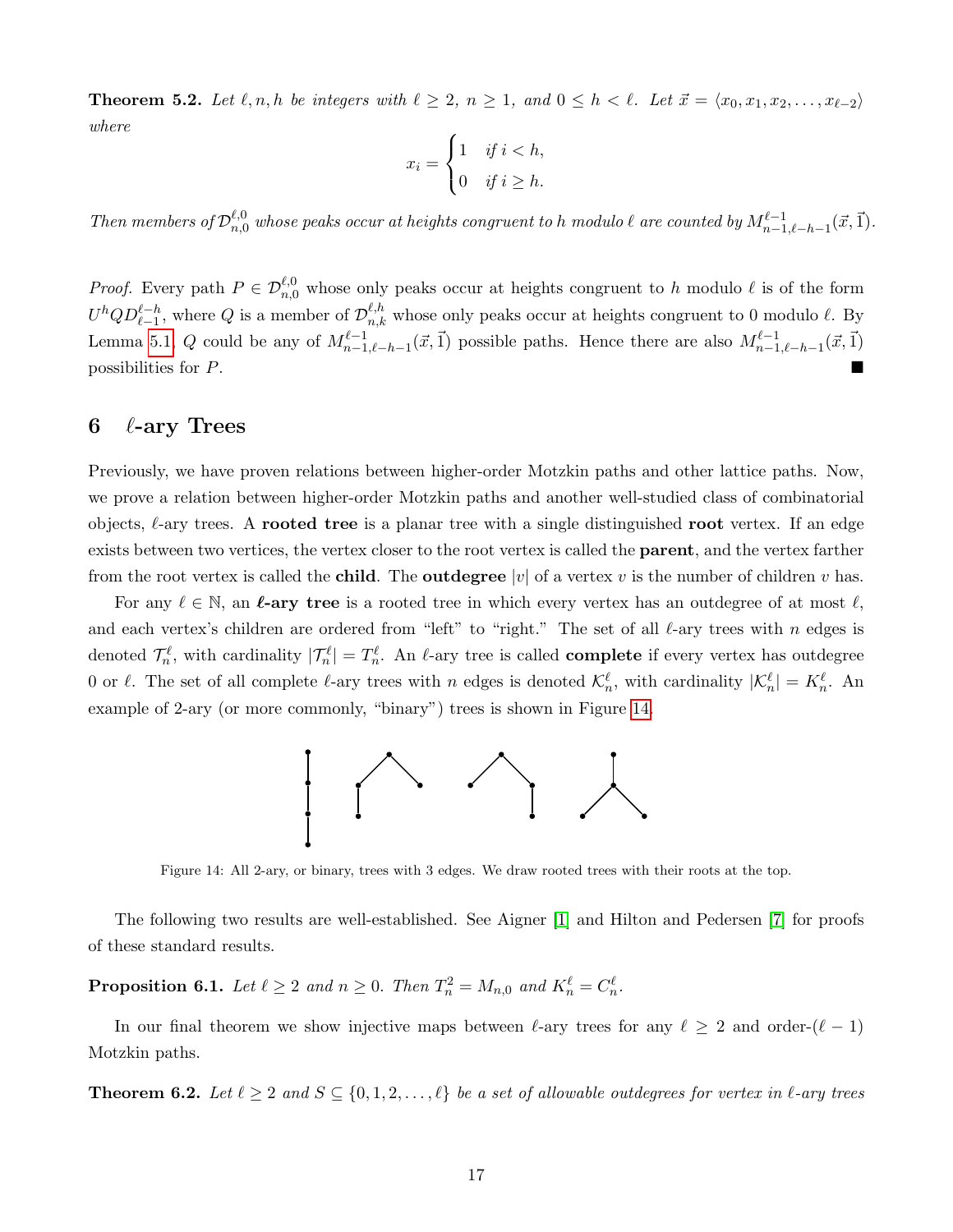**Theorem 5.2.** *Let $\ell, n, h$ be integers with $\ell \geq 2$, $n \geq 1$, and $0 \leq h < \ell$. Let $\vec{x} = \langle x_0, x_1, x_2, \ldots, x_{\ell-2} \rangle$ where*

$$x_i = \begin{cases} 1 & \text{if } i < h, \\ 0 & \text{if } i \geq h. \end{cases}$$

*Then members of $\mathcal{D}_{n,0}^{\ell,0}$ whose peaks occur at heights congruent to $h$ modulo $\ell$ are counted by $M_{n-1,\ell-h-1}^{\ell-1}(\vec{x}, \vec{1})$.*

*Proof.* Every path $P \in \mathcal{D}_{n,0}^{\ell,0}$ whose only peaks occur at heights congruent to $h$ modulo $\ell$ is of the form $U^h Q D_{\ell-1}^{\ell-h}$, where $Q$ is a member of $\mathcal{D}_{n,k}^{\ell,h}$ whose only peaks occur at heights congruent to 0 modulo $\ell$. By Lemma 5.1, $Q$ could be any of $M_{n-1,\ell-h-1}^{\ell-1}(\vec{x}, \vec{1})$ possible paths. Hence there are also $M_{n-1,\ell-h-1}^{\ell-1}(\vec{x}, \vec{1})$ possibilities for $P$. ■

## 6 $\ell$-ary Trees

Previously, we have proven relations between higher-order Motzkin paths and other lattice paths. Now, we prove a relation between higher-order Motzkin paths and another well-studied class of combinatorial objects, $\ell$-ary trees. A **rooted tree** is a planar tree with a single distinguished **root** vertex. If an edge exists between two vertices, the vertex closer to the root vertex is called the **parent**, and the vertex farther from the root vertex is called the **child**. The **outdegree** $|v|$ of a vertex $v$ is the number of children $v$ has.

For any $\ell \in \mathbb{N}$, an ***$\ell$*-ary tree** is a rooted tree in which every vertex has an outdegree of at most $\ell$, and each vertex's children are ordered from "left" to "right." The set of all $\ell$-ary trees with $n$ edges is denoted $\mathcal{T}_n^\ell$, with cardinality $|\mathcal{T}_n^\ell| = T_n^\ell$. An $\ell$-ary tree is called **complete** if every vertex has outdegree 0 or $\ell$. The set of all complete $\ell$-ary trees with $n$ edges is denoted $\mathcal{K}_n^\ell$, with cardinality $|\mathcal{K}_n^\ell| = K_n^\ell$. An example of 2-ary (or more commonly, "binary") trees is shown in Figure 14.

Figure 14: All 2-ary, or binary, trees with 3 edges. We draw rooted trees with their roots at the top.

The following two results are well-established. See Aigner [1] and Hilton and Pedersen [7] for proofs of these standard results.

**Proposition 6.1.** *Let $\ell \geq 2$ and $n \geq 0$. Then $T_n^2 = M_{n,0}$ and $K_n^\ell = C_n^\ell$.*

In our final theorem we show injective maps between $\ell$-ary trees for any $\ell \geq 2$ and order-$(\ell - 1)$ Motzkin paths.

**Theorem 6.2.** *Let $\ell \geq 2$ and $S \subseteq \{0, 1, 2, \ldots, \ell\}$ be a set of allowable outdegrees for vertex in $\ell$-ary trees*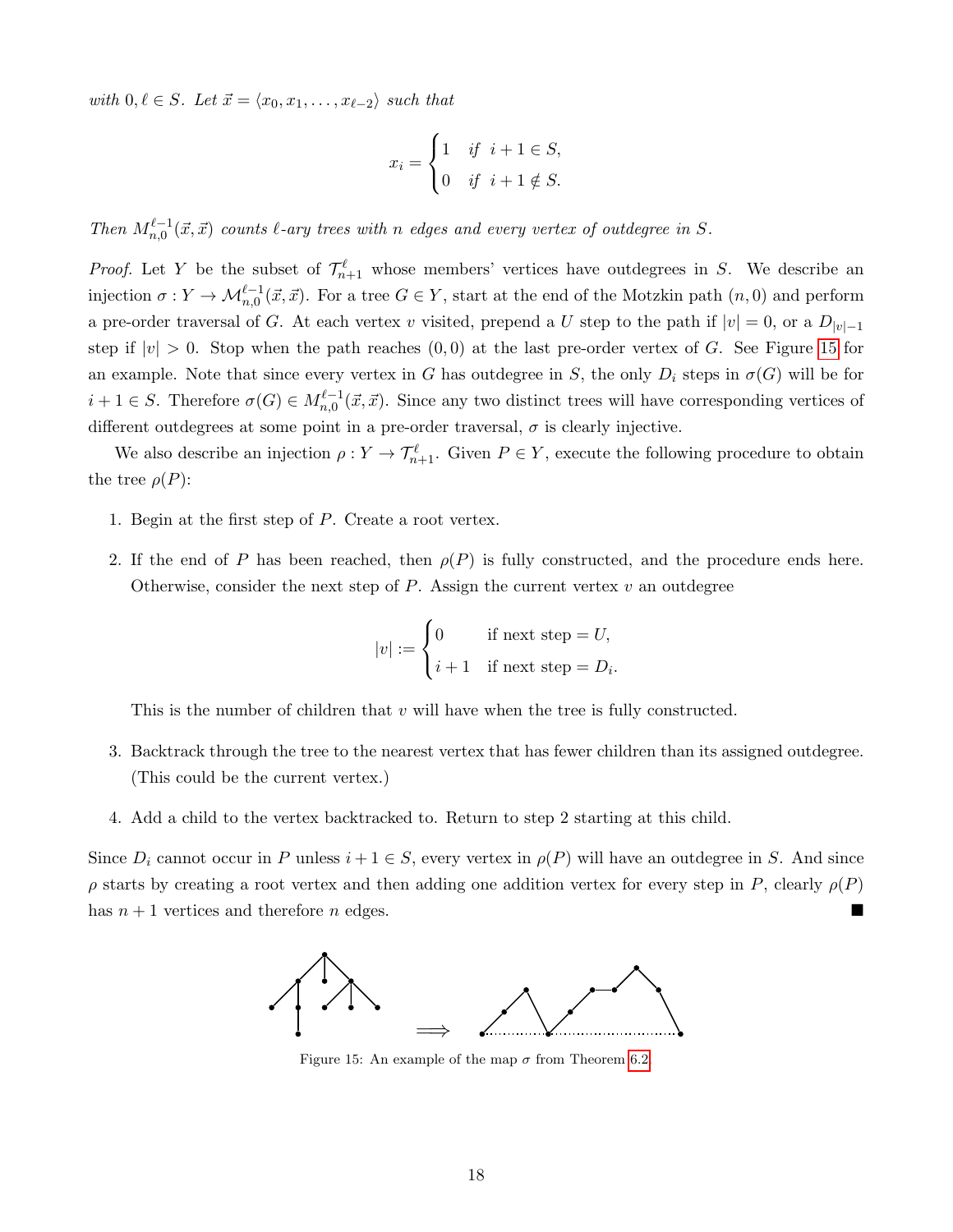*with* $0, \ell \in S$. *Let* $\vec{x} = \langle x_0, x_1, \ldots, x_{\ell-2} \rangle$ *such that*

$$x_i = \begin{cases} 1 & \text{if } i+1 \in S, \\ 0 & \text{if } i+1 \notin S. \end{cases}$$

*Then* $M^{\ell-1}_{n,0}(\vec{x}, \vec{x})$ *counts* $\ell$*-ary trees with* $n$ *edges and every vertex of outdegree in* $S$.

*Proof.* Let $Y$ be the subset of $\mathcal{T}^{\ell}_{n+1}$ whose members' vertices have outdegrees in $S$. We describe an injection $\sigma : Y \to \mathcal{M}^{\ell-1}_{n,0}(\vec{x}, \vec{x})$. For a tree $G \in Y$, start at the end of the Motzkin path $(n, 0)$ and perform a pre-order traversal of $G$. At each vertex $v$ visited, prepend a $U$ step to the path if $|v| = 0$, or a $D_{|v|-1}$ step if $|v| > 0$. Stop when the path reaches $(0, 0)$ at the last pre-order vertex of $G$. See Figure 15 for an example. Note that since every vertex in $G$ has outdegree in $S$, the only $D_i$ steps in $\sigma(G)$ will be for $i + 1 \in S$. Therefore $\sigma(G) \in M^{\ell-1}_{n,0}(\vec{x}, \vec{x})$. Since any two distinct trees will have corresponding vertices of different outdegrees at some point in a pre-order traversal, $\sigma$ is clearly injective.

We also describe an injection $\rho : Y \to \mathcal{T}^{\ell}_{n+1}$. Given $P \in Y$, execute the following procedure to obtain the tree $\rho(P)$:

1. Begin at the first step of $P$. Create a root vertex.

2. If the end of $P$ has been reached, then $\rho(P)$ is fully constructed, and the procedure ends here. Otherwise, consider the next step of $P$. Assign the current vertex $v$ an outdegree

$$|v| := \begin{cases} 0 & \text{if next step} = U, \\ i+1 & \text{if next step} = D_i. \end{cases}$$

   This is the number of children that $v$ will have when the tree is fully constructed.

3. Backtrack through the tree to the nearest vertex that has fewer children than its assigned outdegree. (This could be the current vertex.)

4. Add a child to the vertex backtracked to. Return to step 2 starting at this child.

Since $D_i$ cannot occur in $P$ unless $i + 1 \in S$, every vertex in $\rho(P)$ will have an outdegree in $S$. And since $\rho$ starts by creating a root vertex and then adding one addition vertex for every step in $P$, clearly $\rho(P)$ has $n + 1$ vertices and therefore $n$ edges. ∎

Figure 15: An example of the map $\sigma$ from Theorem 6.2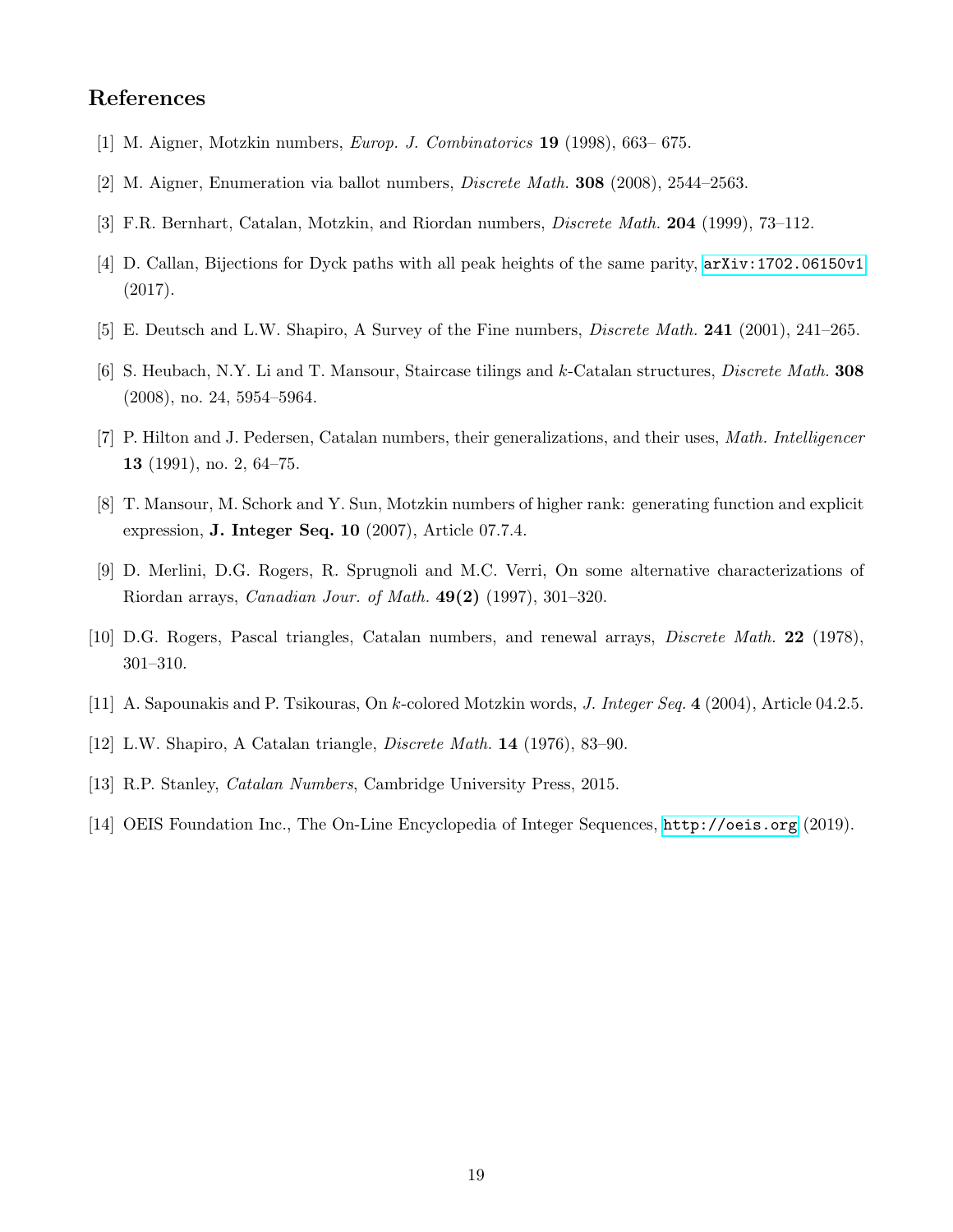## References

[1] M. Aigner, Motzkin numbers, *Europ. J. Combinatorics* **19** (1998), 663– 675.

[2] M. Aigner, Enumeration via ballot numbers, *Discrete Math.* **308** (2008), 2544–2563.

[3] F.R. Bernhart, Catalan, Motzkin, and Riordan numbers, *Discrete Math.* **204** (1999), 73–112.

[4] D. Callan, Bijections for Dyck paths with all peak heights of the same parity, arXiv:1702.06150v1 (2017).

[5] E. Deutsch and L.W. Shapiro, A Survey of the Fine numbers, *Discrete Math.* **241** (2001), 241–265.

[6] S. Heubach, N.Y. Li and T. Mansour, Staircase tilings and $k$-Catalan structures, *Discrete Math.* **308** (2008), no. 24, 5954–5964.

[7] P. Hilton and J. Pedersen, Catalan numbers, their generalizations, and their uses, *Math. Intelligencer* **13** (1991), no. 2, 64–75.

[8] T. Mansour, M. Schork and Y. Sun, Motzkin numbers of higher rank: generating function and explicit expression, **J. Integer Seq. 10** (2007), Article 07.7.4.

[9] D. Merlini, D.G. Rogers, R. Sprugnoli and M.C. Verri, On some alternative characterizations of Riordan arrays, *Canadian Jour. of Math.* **49(2)** (1997), 301–320.

[10] D.G. Rogers, Pascal triangles, Catalan numbers, and renewal arrays, *Discrete Math.* **22** (1978), 301–310.

[11] A. Sapounakis and P. Tsikouras, On $k$-colored Motzkin words, *J. Integer Seq.* **4** (2004), Article 04.2.5.

[12] L.W. Shapiro, A Catalan triangle, *Discrete Math.* **14** (1976), 83–90.

[13] R.P. Stanley, *Catalan Numbers*, Cambridge University Press, 2015.

[14] OEIS Foundation Inc., The On-Line Encyclopedia of Integer Sequences, http://oeis.org (2019).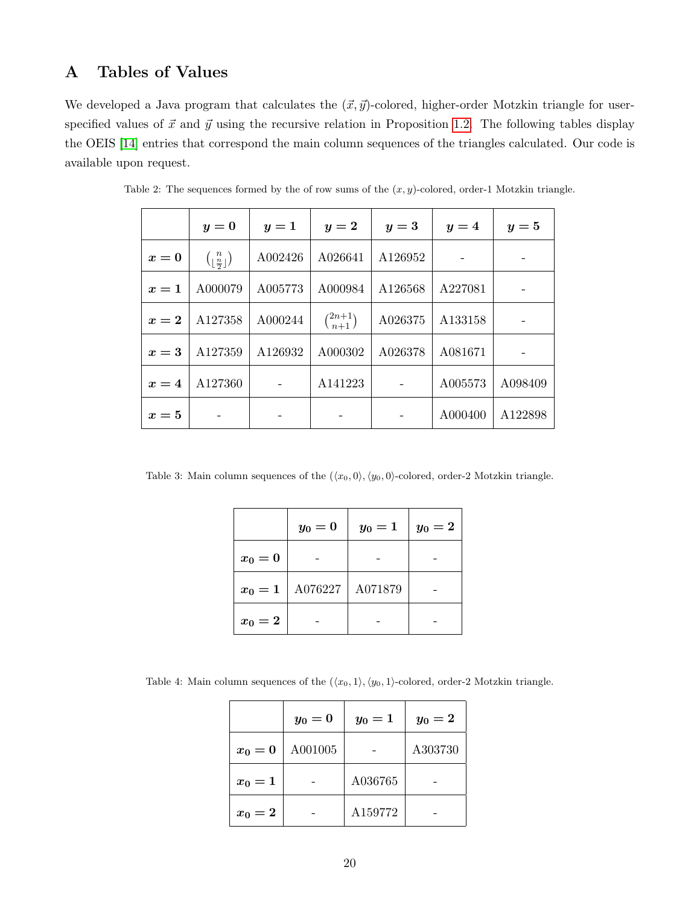## A Tables of Values

We developed a Java program that calculates the $(\vec{x}, \vec{y})$-colored, higher-order Motzkin triangle for user-specified values of $\vec{x}$ and $\vec{y}$ using the recursive relation in Proposition 1.2. The following tables display the OEIS [14] entries that correspond the main column sequences of the triangles calculated. Our code is available upon request.

Table 2: The sequences formed by the of row sums of the $(x, y)$-colored, order-1 Motzkin triangle.

| | $y = 0$ | $y = 1$ | $y = 2$ | $y = 3$ | $y = 4$ | $y = 5$ |
|---|---|---|---|---|---|---|
| $x = 0$ | $\binom{n}{\lfloor \frac{n}{2} \rfloor}$ | A002426 | A026641 | A126952 | - | - |
| $x = 1$ | A000079 | A005773 | A000984 | A126568 | A227081 | - |
| $x = 2$ | A127358 | A000244 | $\binom{2n+1}{n+1}$ | A026375 | A133158 | - |
| $x = 3$ | A127359 | A126932 | A000302 | A026378 | A081671 | - |
| $x = 4$ | A127360 | - | A141223 | - | A005573 | A098409 |
| $x = 5$ | - | - | - | - | A000400 | A122898 |

Table 3: Main column sequences of the $(\langle x_0, 0\rangle, \langle y_0, 0\rangle)$-colored, order-2 Motzkin triangle.

| | $y_0 = 0$ | $y_0 = 1$ | $y_0 = 2$ |
|---|---|---|---|
| $x_0 = 0$ | - | - | - |
| $x_0 = 1$ | A076227 | A071879 | - |
| $x_0 = 2$ | - | - | - |

Table 4: Main column sequences of the $(\langle x_0, 1\rangle, \langle y_0, 1\rangle)$-colored, order-2 Motzkin triangle.

| | $y_0 = 0$ | $y_0 = 1$ | $y_0 = 2$ |
|---|---|---|---|
| $x_0 = 0$ | A001005 | - | A303730 |
| $x_0 = 1$ | - | A036765 | - |
| $x_0 = 2$ | - | A159772 | - |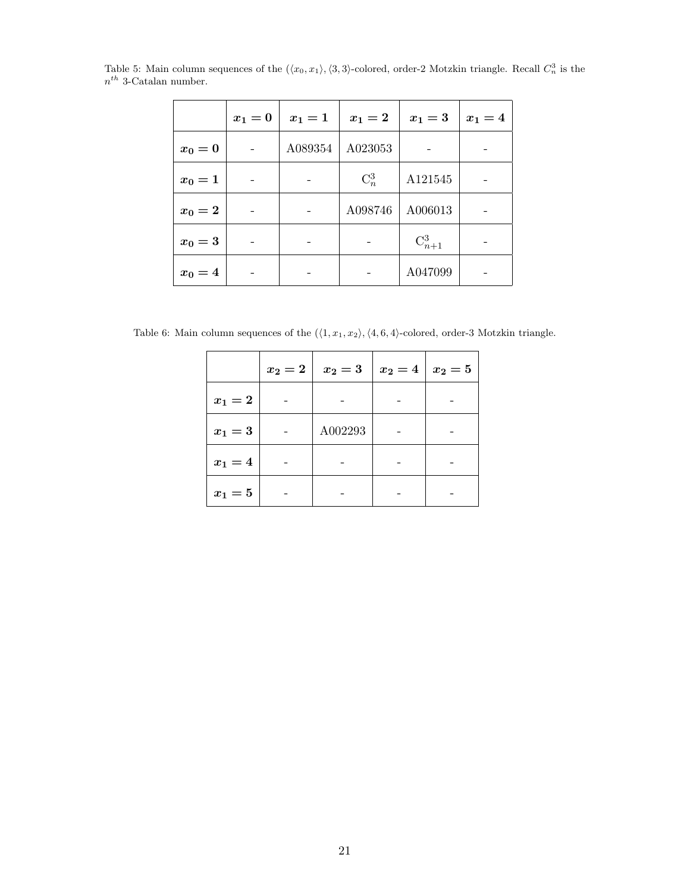Table 5: Main column sequences of the $(\langle x_0, x_1\rangle, \langle 3, 3\rangle)$-colored, order-2 Motzkin triangle. Recall $C_n^3$ is the $n^{th}$ 3-Catalan number.

| | $x_1 = 0$ | $x_1 = 1$ | $x_1 = 2$ | $x_1 = 3$ | $x_1 = 4$ |
|---|---|---|---|---|---|
| $x_0 = 0$ | - | A089354 | A023053 | - | - |
| $x_0 = 1$ | - | - | $C_n^3$ | A121545 | - |
| $x_0 = 2$ | - | - | A098746 | A006013 | - |
| $x_0 = 3$ | - | - | - | $C_{n+1}^3$ | - |
| $x_0 = 4$ | - | - | - | A047099 | - |

Table 6: Main column sequences of the $(\langle 1, x_1, x_2\rangle, \langle 4, 6, 4\rangle)$-colored, order-3 Motzkin triangle.

| | $x_2 = 2$ | $x_2 = 3$ | $x_2 = 4$ | $x_2 = 5$ |
|---|---|---|---|---|
| $x_1 = 2$ | - | - | - | - |
| $x_1 = 3$ | - | A002293 | - | - |
| $x_1 = 4$ | - | - | - | - |
| $x_1 = 5$ | - | - | - | - |